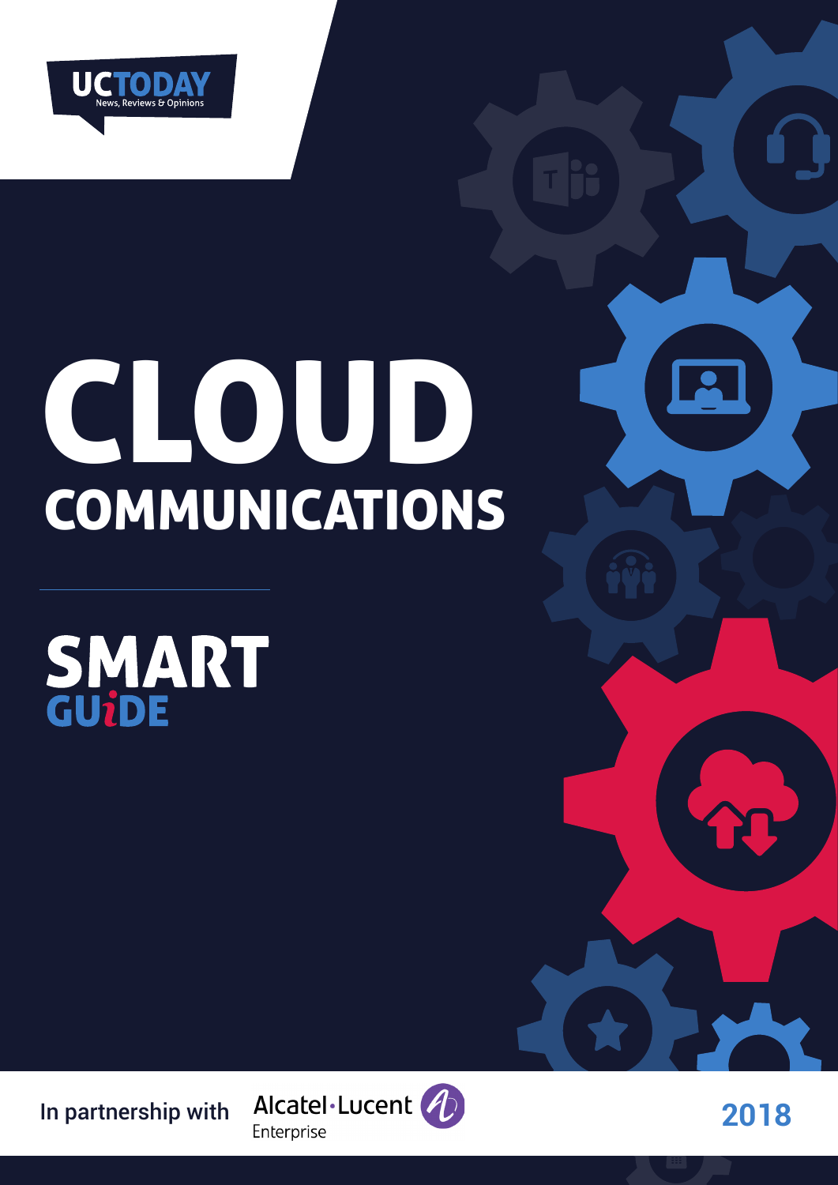UCTODAY
News, Reviews & Opinions

# CLOUD COMMUNICATIONS

## SMART GUiDE

In partnership with Alcatel·Lucent Enterprise

2018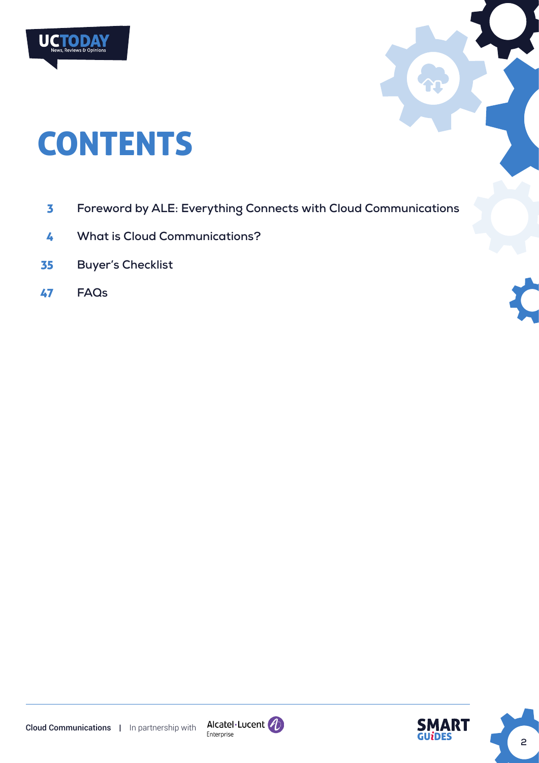# CONTENTS

3 Foreword by ALE: Everything Connects with Cloud Communications

4 What is Cloud Communications?

35 Buyer's Checklist

47 FAQs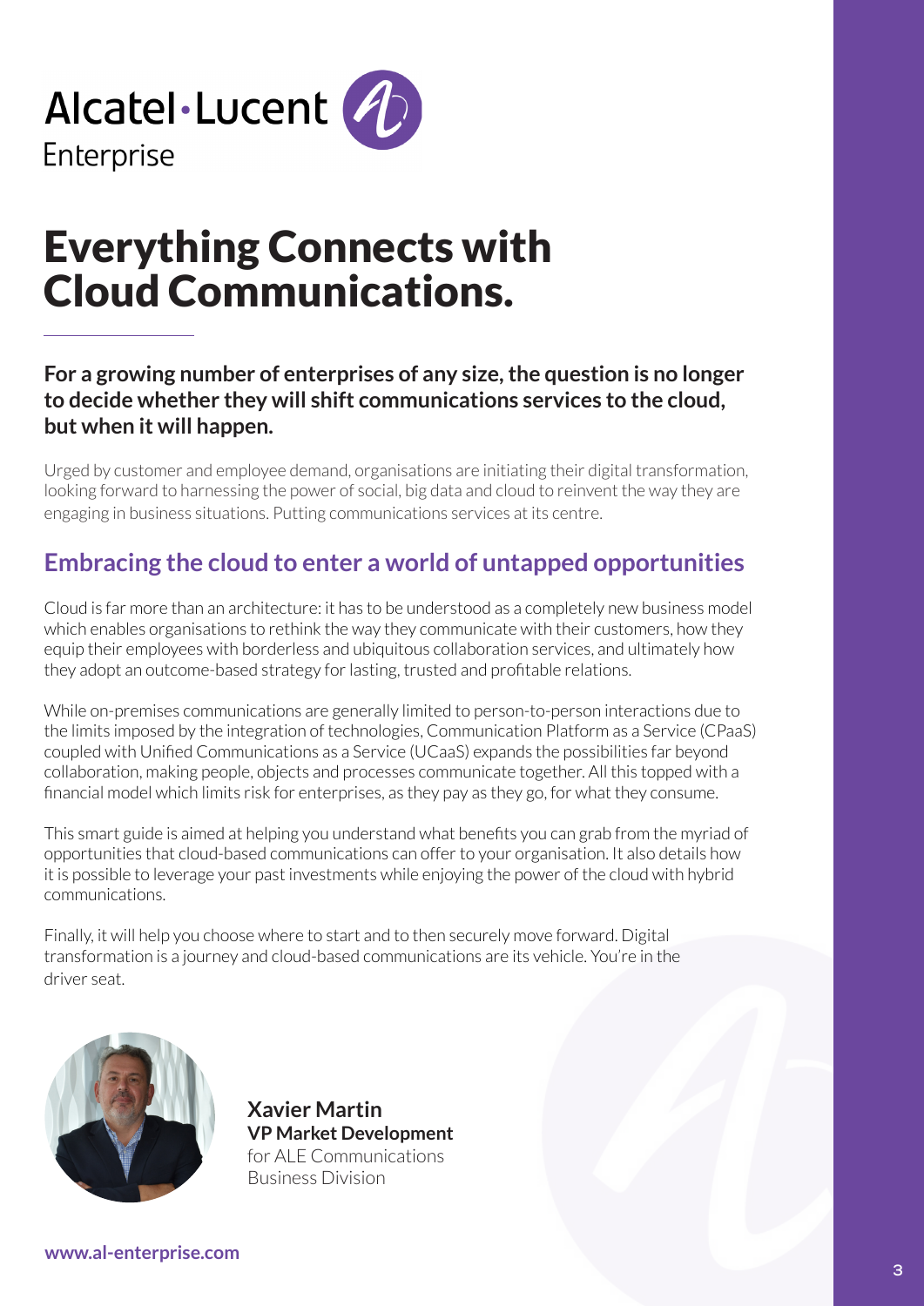Alcatel·Lucent Enterprise

# Everything Connects with Cloud Communications.

**For a growing number of enterprises of any size, the question is no longer to decide whether they will shift communications services to the cloud, but when it will happen.**

Urged by customer and employee demand, organisations are initiating their digital transformation, looking forward to harnessing the power of social, big data and cloud to reinvent the way they are engaging in business situations. Putting communications services at its centre.

## Embracing the cloud to enter a world of untapped opportunities

Cloud is far more than an architecture: it has to be understood as a completely new business model which enables organisations to rethink the way they communicate with their customers, how they equip their employees with borderless and ubiquitous collaboration services, and ultimately how they adopt an outcome-based strategy for lasting, trusted and profitable relations.

While on-premises communications are generally limited to person-to-person interactions due to the limits imposed by the integration of technologies, Communication Platform as a Service (CPaaS) coupled with Unified Communications as a Service (UCaaS) expands the possibilities far beyond collaboration, making people, objects and processes communicate together. All this topped with a financial model which limits risk for enterprises, as they pay as they go, for what they consume.

This smart guide is aimed at helping you understand what benefits you can grab from the myriad of opportunities that cloud-based communications can offer to your organisation. It also details how it is possible to leverage your past investments while enjoying the power of the cloud with hybrid communications.

Finally, it will help you choose where to start and to then securely move forward. Digital transformation is a journey and cloud-based communications are its vehicle. You're in the driver seat.

**Xavier Martin**
**VP Market Development**
for ALE Communications Business Division

**www.al-enterprise.com**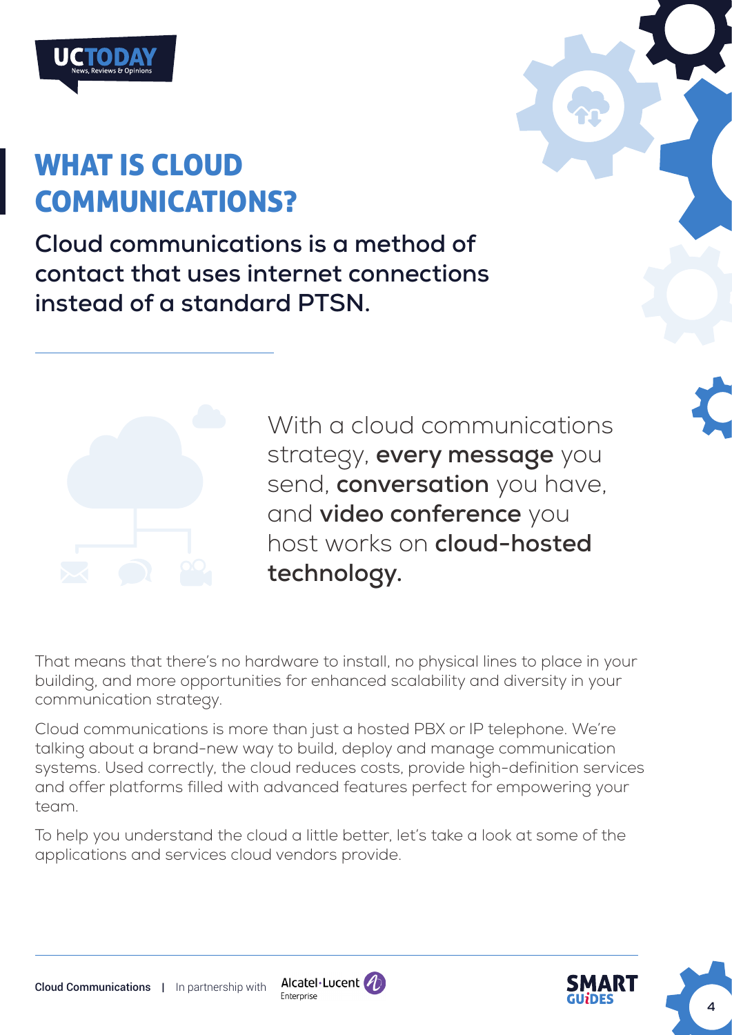# WHAT IS CLOUD COMMUNICATIONS?

**Cloud communications is a method of contact that uses internet connections instead of a standard PTSN.**

With a cloud communications strategy, **every message** you send, **conversation** you have, and **video conference** you host works on **cloud-hosted technology.**

That means that there's no hardware to install, no physical lines to place in your building, and more opportunities for enhanced scalability and diversity in your communication strategy.

Cloud communications is more than just a hosted PBX or IP telephone. We're talking about a brand-new way to build, deploy and manage communication systems. Used correctly, the cloud reduces costs, provide high-definition services and offer platforms filled with advanced features perfect for empowering your team.

To help you understand the cloud a little better, let's take a look at some of the applications and services cloud vendors provide.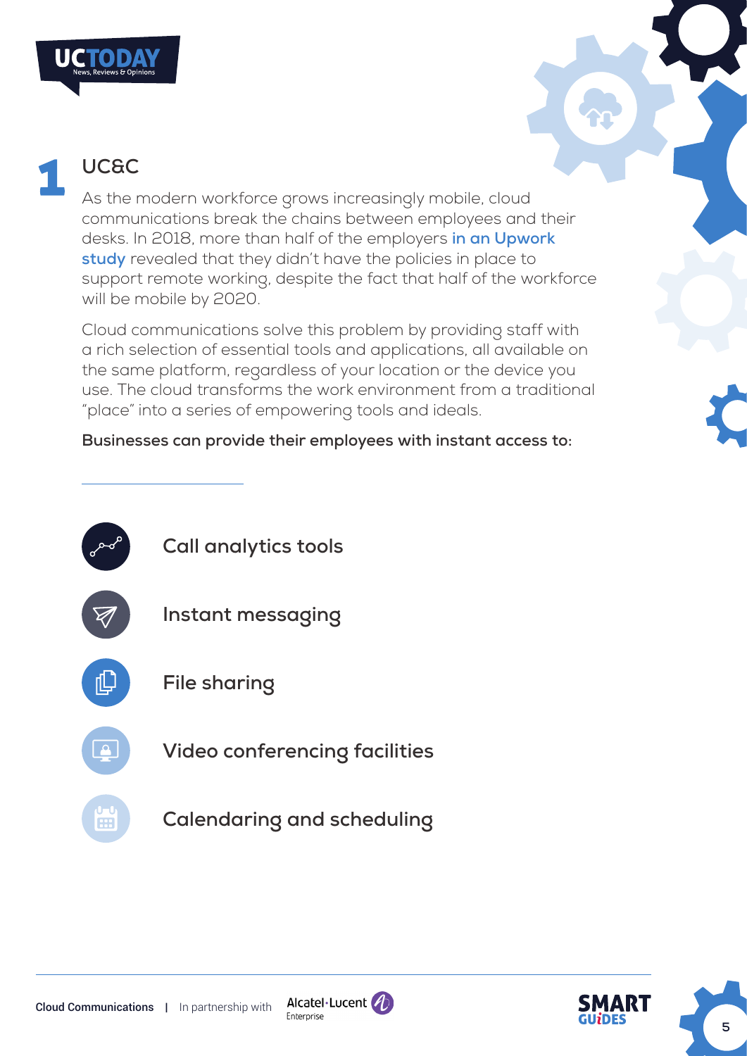## 1 UC&C

As the modern workforce grows increasingly mobile, cloud communications break the chains between employees and their desks. In 2018, more than half of the employers **in an Upwork study** revealed that they didn't have the policies in place to support remote working, despite the fact that half of the workforce will be mobile by 2020.

Cloud communications solve this problem by providing staff with a rich selection of essential tools and applications, all available on the same platform, regardless of your location or the device you use. The cloud transforms the work environment from a traditional "place" into a series of empowering tools and ideals.

**Businesses can provide their employees with instant access to:**

- **Call analytics tools**
- **Instant messaging**
- **File sharing**
- **Video conferencing facilities**
- **Calendaring and scheduling**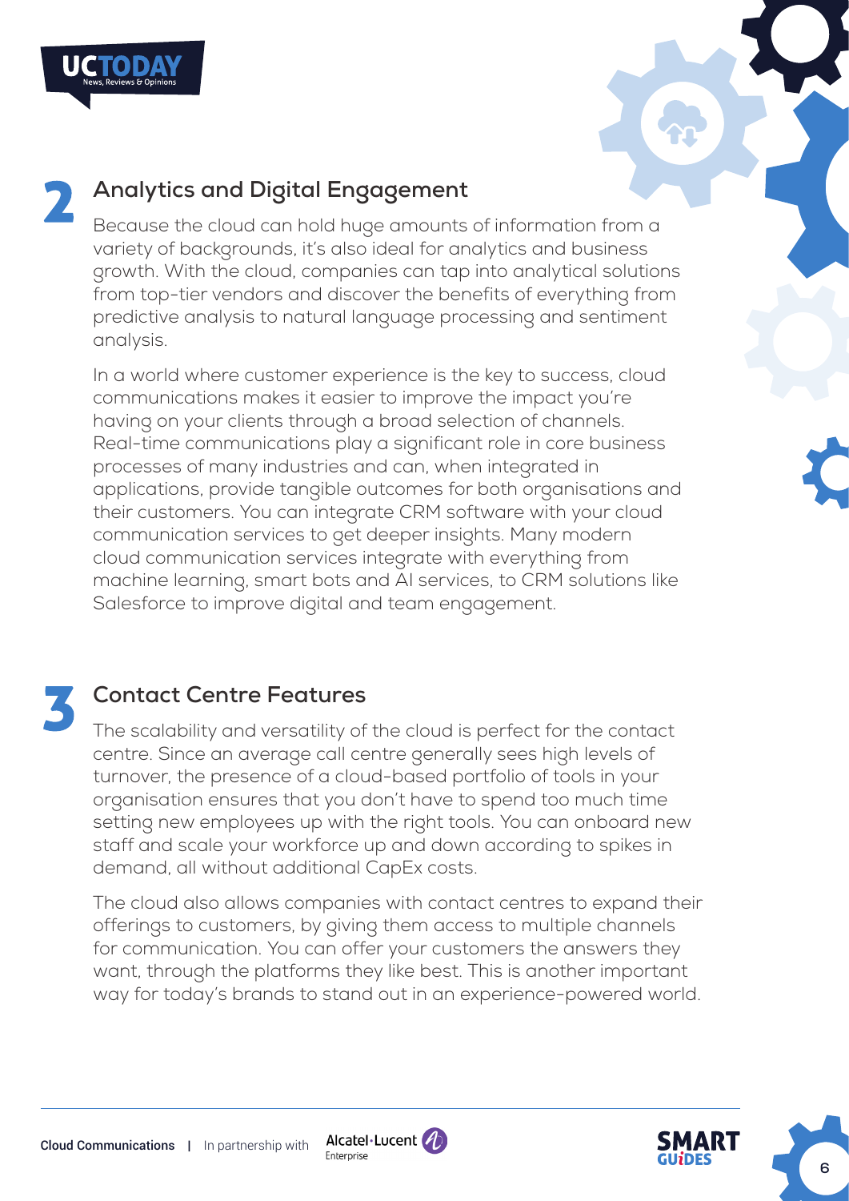## 2 Analytics and Digital Engagement

Because the cloud can hold huge amounts of information from a variety of backgrounds, it's also ideal for analytics and business growth. With the cloud, companies can tap into analytical solutions from top-tier vendors and discover the benefits of everything from predictive analysis to natural language processing and sentiment analysis.

In a world where customer experience is the key to success, cloud communications makes it easier to improve the impact you're having on your clients through a broad selection of channels. Real-time communications play a significant role in core business processes of many industries and can, when integrated in applications, provide tangible outcomes for both organisations and their customers. You can integrate CRM software with your cloud communication services to get deeper insights. Many modern cloud communication services integrate with everything from machine learning, smart bots and AI services, to CRM solutions like Salesforce to improve digital and team engagement.

## 3 Contact Centre Features

The scalability and versatility of the cloud is perfect for the contact centre. Since an average call centre generally sees high levels of turnover, the presence of a cloud-based portfolio of tools in your organisation ensures that you don't have to spend too much time setting new employees up with the right tools. You can onboard new staff and scale your workforce up and down according to spikes in demand, all without additional CapEx costs.

The cloud also allows companies with contact centres to expand their offerings to customers, by giving them access to multiple channels for communication. You can offer your customers the answers they want, through the platforms they like best. This is another important way for today's brands to stand out in an experience-powered world.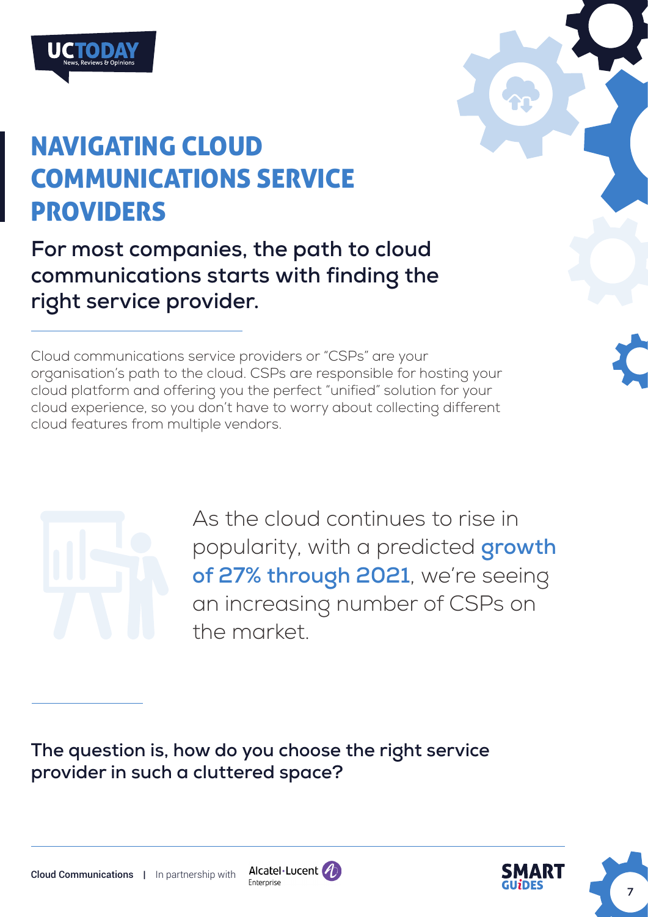# NAVIGATING CLOUD COMMUNICATIONS SERVICE PROVIDERS

**For most companies, the path to cloud communications starts with finding the right service provider.**

Cloud communications service providers or "CSPs" are your organisation's path to the cloud. CSPs are responsible for hosting your cloud platform and offering you the perfect "unified" solution for your cloud experience, so you don't have to worry about collecting different cloud features from multiple vendors.

As the cloud continues to rise in popularity, with a predicted **growth of 27% through 2021**, we're seeing an increasing number of CSPs on the market.

**The question is, how do you choose the right service provider in such a cluttered space?**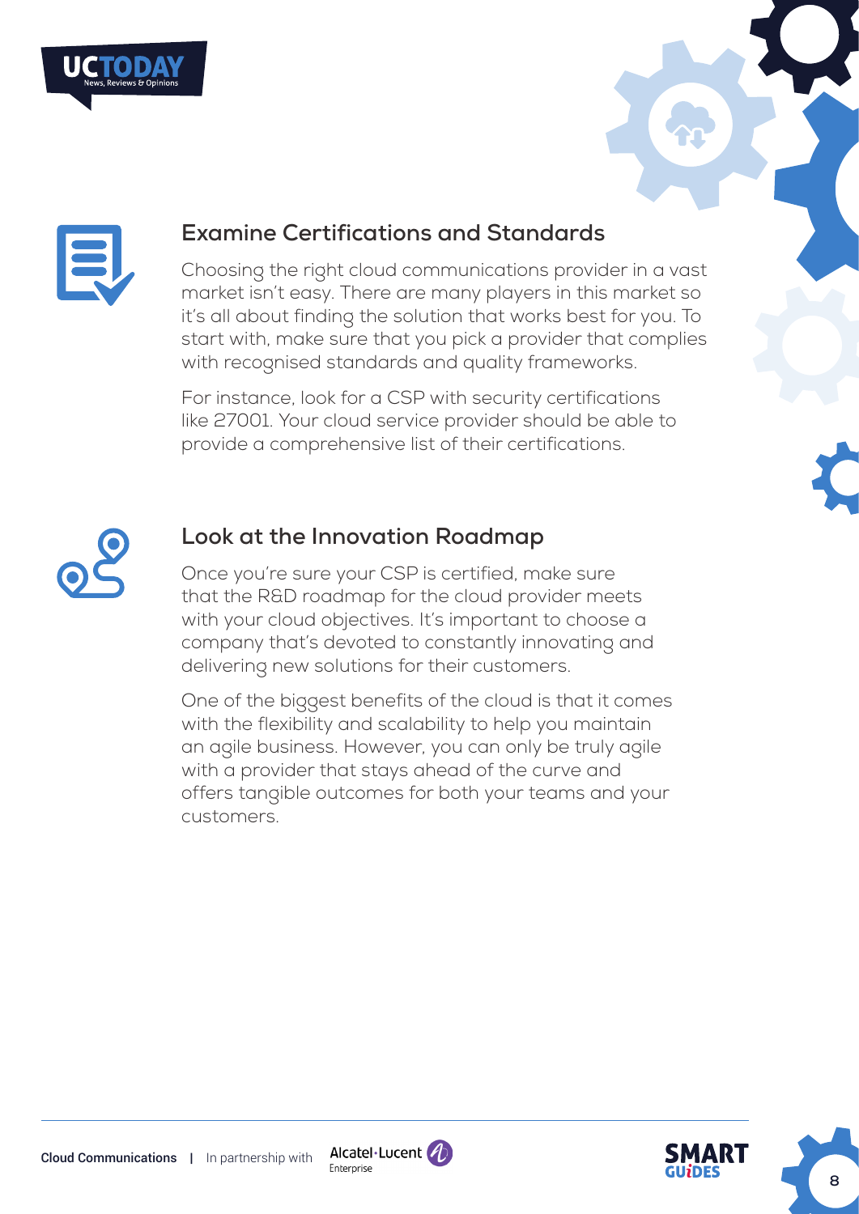## Examine Certifications and Standards

Choosing the right cloud communications provider in a vast market isn't easy. There are many players in this market so it's all about finding the solution that works best for you. To start with, make sure that you pick a provider that complies with recognised standards and quality frameworks.

For instance, look for a CSP with security certifications like 27001. Your cloud service provider should be able to provide a comprehensive list of their certifications.

## Look at the Innovation Roadmap

Once you're sure your CSP is certified, make sure that the R&D roadmap for the cloud provider meets with your cloud objectives. It's important to choose a company that's devoted to constantly innovating and delivering new solutions for their customers.

One of the biggest benefits of the cloud is that it comes with the flexibility and scalability to help you maintain an agile business. However, you can only be truly agile with a provider that stays ahead of the curve and offers tangible outcomes for both your teams and your customers.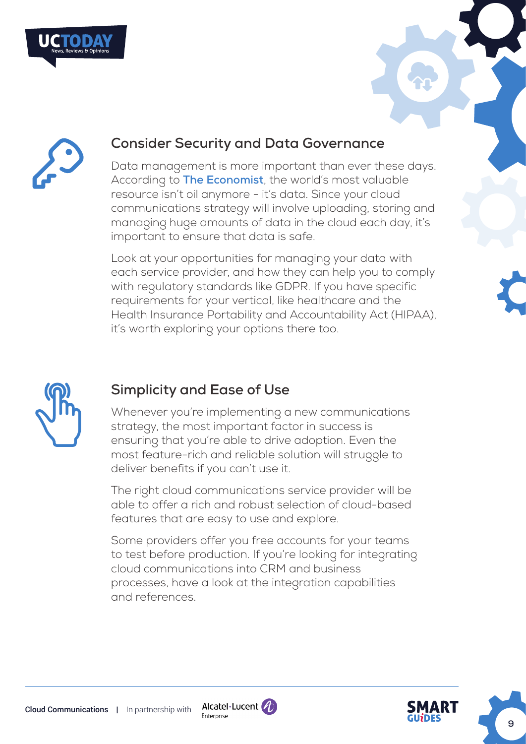## Consider Security and Data Governance

Data management is more important than ever these days. According to **The Economist**, the world's most valuable resource isn't oil anymore - it's data. Since your cloud communications strategy will involve uploading, storing and managing huge amounts of data in the cloud each day, it's important to ensure that data is safe.

Look at your opportunities for managing your data with each service provider, and how they can help you to comply with regulatory standards like GDPR. If you have specific requirements for your vertical, like healthcare and the Health Insurance Portability and Accountability Act (HIPAA), it's worth exploring your options there too.

## Simplicity and Ease of Use

Whenever you're implementing a new communications strategy, the most important factor in success is ensuring that you're able to drive adoption. Even the most feature-rich and reliable solution will struggle to deliver benefits if you can't use it.

The right cloud communications service provider will be able to offer a rich and robust selection of cloud-based features that are easy to use and explore.

Some providers offer you free accounts for your teams to test before production. If you're looking for integrating cloud communications into CRM and business processes, have a look at the integration capabilities and references.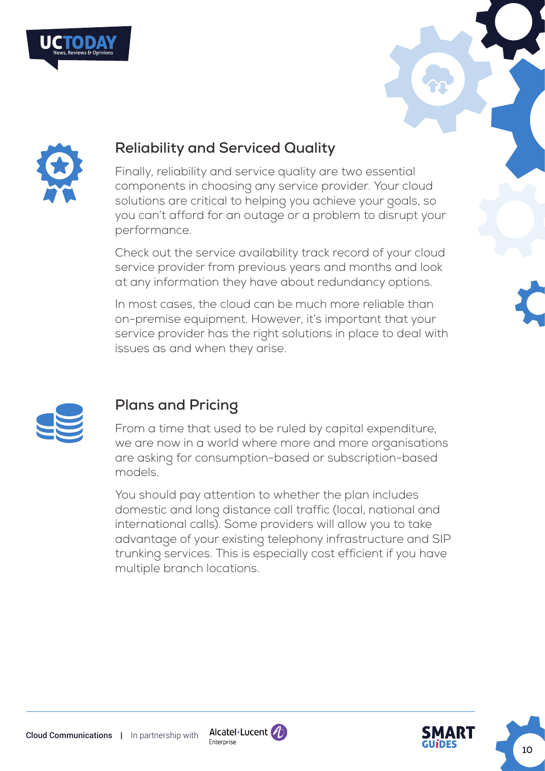## Reliability and Serviced Quality

Finally, reliability and service quality are two essential components in choosing any service provider. Your cloud solutions are critical to helping you achieve your goals, so you can't afford for an outage or a problem to disrupt your performance.

Check out the service availability track record of your cloud service provider from previous years and months and look at any information they have about redundancy options.

In most cases, the cloud can be much more reliable than on-premise equipment. However, it's important that your service provider has the right solutions in place to deal with issues as and when they arise.

## Plans and Pricing

From a time that used to be ruled by capital expenditure, we are now in a world where more and more organisations are asking for consumption-based or subscription-based models.

You should pay attention to whether the plan includes domestic and long distance call traffic (local, national and international calls). Some providers will allow you to take advantage of your existing telephony infrastructure and SIP trunking services. This is especially cost efficient if you have multiple branch locations.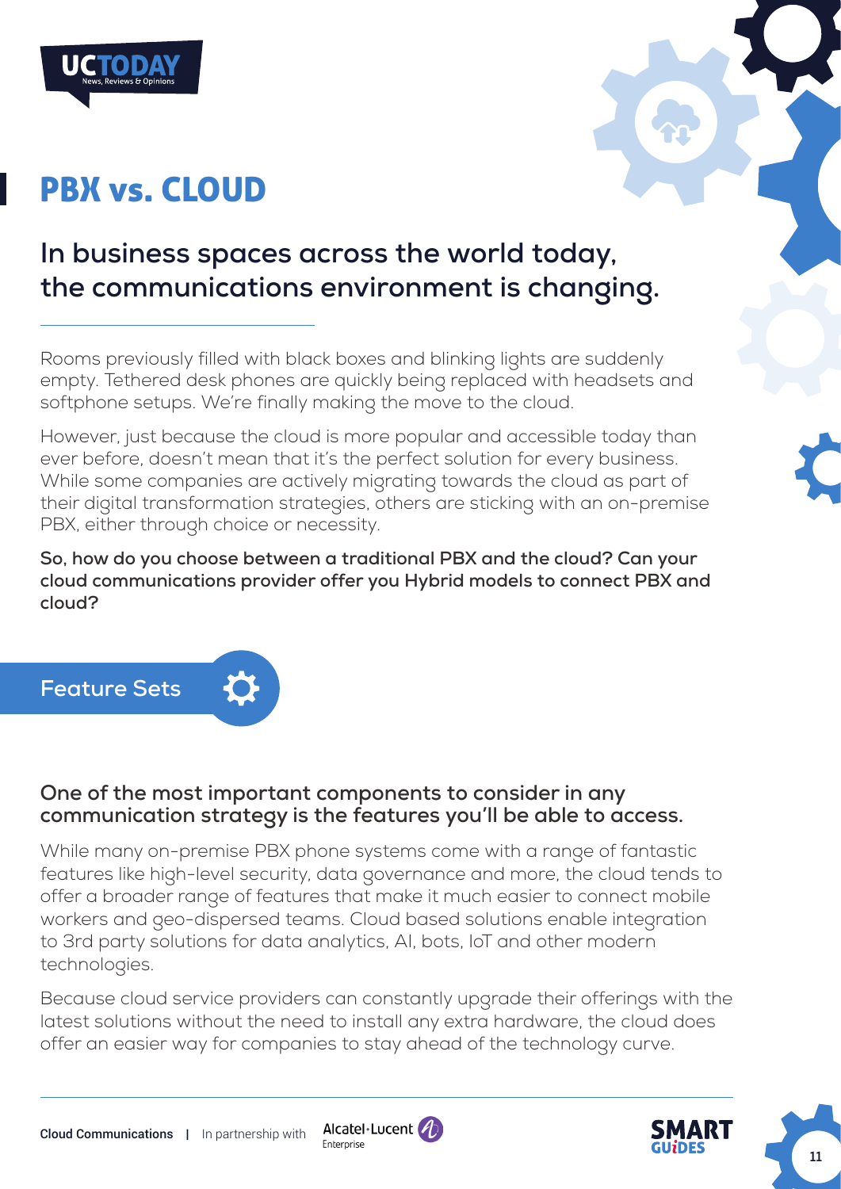# PBX vs. CLOUD

## In business spaces across the world today, the communications environment is changing.

Rooms previously filled with black boxes and blinking lights are suddenly empty. Tethered desk phones are quickly being replaced with headsets and softphone setups. We're finally making the move to the cloud.

However, just because the cloud is more popular and accessible today than ever before, doesn't mean that it's the perfect solution for every business. While some companies are actively migrating towards the cloud as part of their digital transformation strategies, others are sticking with an on-premise PBX, either through choice or necessity.

**So, how do you choose between a traditional PBX and the cloud? Can your cloud communications provider offer you Hybrid models to connect PBX and cloud?**

## Feature Sets

### One of the most important components to consider in any communication strategy is the features you'll be able to access.

While many on-premise PBX phone systems come with a range of fantastic features like high-level security, data governance and more, the cloud tends to offer a broader range of features that make it much easier to connect mobile workers and geo-dispersed teams. Cloud based solutions enable integration to 3rd party solutions for data analytics, AI, bots, IoT and other modern technologies.

Because cloud service providers can constantly upgrade their offerings with the latest solutions without the need to install any extra hardware, the cloud does offer an easier way for companies to stay ahead of the technology curve.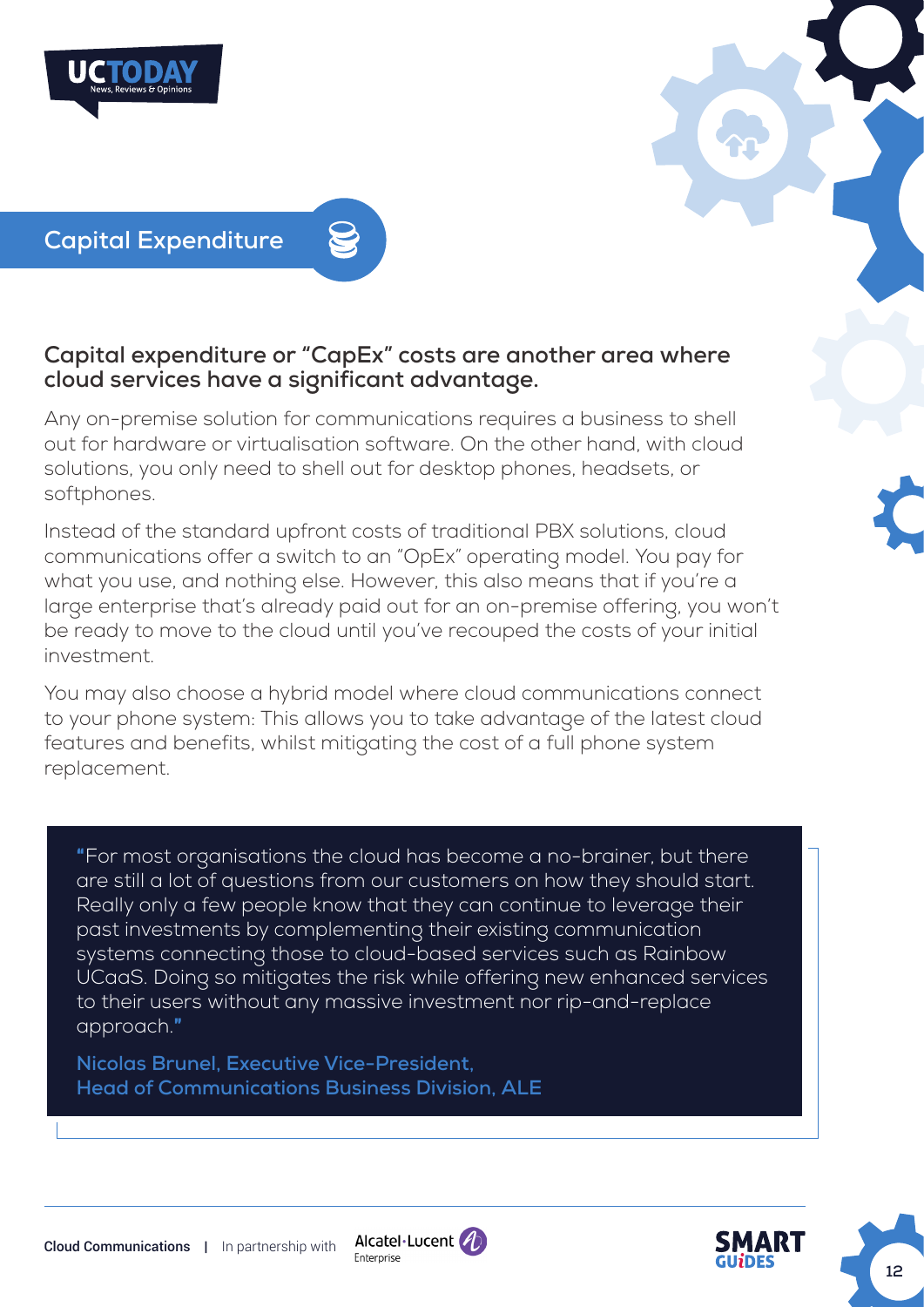## Capital Expenditure

**Capital expenditure or "CapEx" costs are another area where cloud services have a significant advantage.**

Any on-premise solution for communications requires a business to shell out for hardware or virtualisation software. On the other hand, with cloud solutions, you only need to shell out for desktop phones, headsets, or softphones.

Instead of the standard upfront costs of traditional PBX solutions, cloud communications offer a switch to an "OpEx" operating model. You pay for what you use, and nothing else. However, this also means that if you're a large enterprise that's already paid out for an on-premise offering, you won't be ready to move to the cloud until you've recouped the costs of your initial investment.

You may also choose a hybrid model where cloud communications connect to your phone system: This allows you to take advantage of the latest cloud features and benefits, whilst mitigating the cost of a full phone system replacement.

> "For most organisations the cloud has become a no-brainer, but there are still a lot of questions from our customers on how they should start. Really only a few people know that they can continue to leverage their past investments by complementing their existing communication systems connecting those to cloud-based services such as Rainbow UCaaS. Doing so mitigates the risk while offering new enhanced services to their users without any massive investment nor rip-and-replace approach."
>
> **Nicolas Brunel, Executive Vice-President, Head of Communications Business Division, ALE**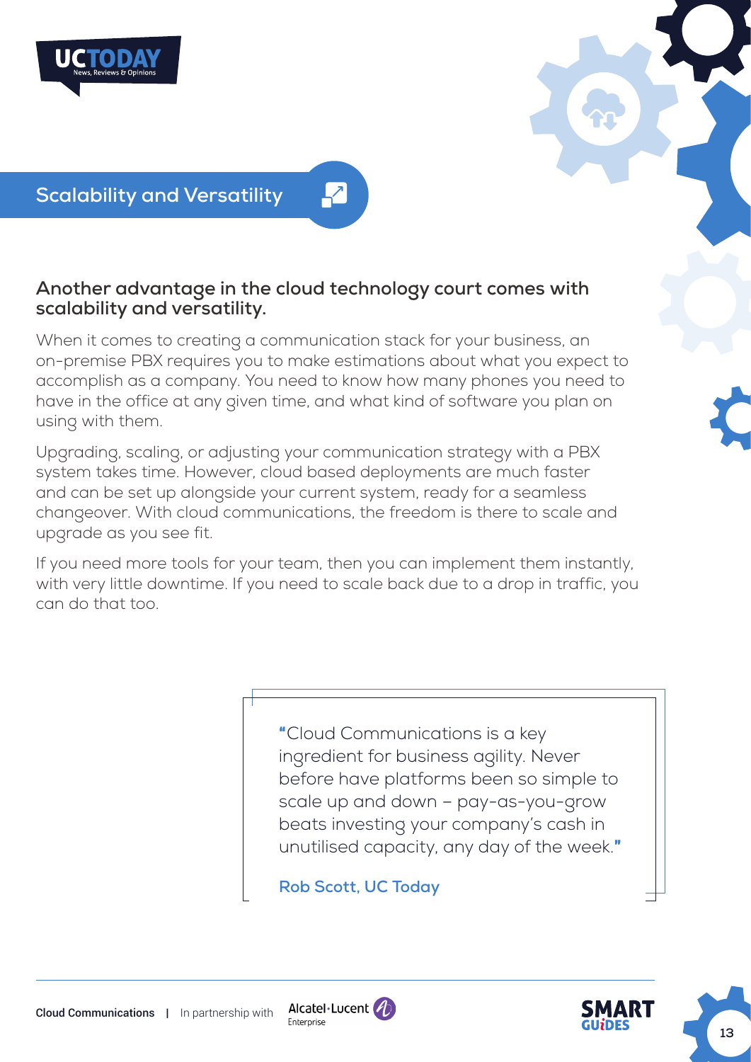## Scalability and Versatility

**Another advantage in the cloud technology court comes with scalability and versatility.**

When it comes to creating a communication stack for your business, an on-premise PBX requires you to make estimations about what you expect to accomplish as a company. You need to know how many phones you need to have in the office at any given time, and what kind of software you plan on using with them.

Upgrading, scaling, or adjusting your communication strategy with a PBX system takes time. However, cloud based deployments are much faster and can be set up alongside your current system, ready for a seamless changeover. With cloud communications, the freedom is there to scale and upgrade as you see fit.

If you need more tools for your team, then you can implement them instantly, with very little downtime. If you need to scale back due to a drop in traffic, you can do that too.

> "Cloud Communications is a key ingredient for business agility. Never before have platforms been so simple to scale up and down – pay-as-you-grow beats investing your company's cash in unutilised capacity, any day of the week."
>
> **Rob Scott, UC Today**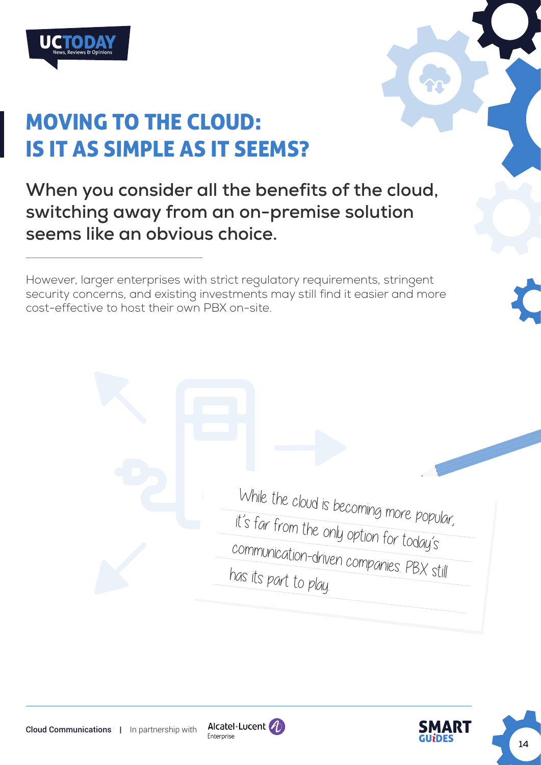# MOVING TO THE CLOUD: IS IT AS SIMPLE AS IT SEEMS?

**When you consider all the benefits of the cloud, switching away from an on-premise solution seems like an obvious choice.**

However, larger enterprises with strict regulatory requirements, stringent security concerns, and existing investments may still find it easier and more cost-effective to host their own PBX on-site.

While the cloud is becoming more popular, it's far from the only option for today's communication-driven companies. PBX still has its part to play.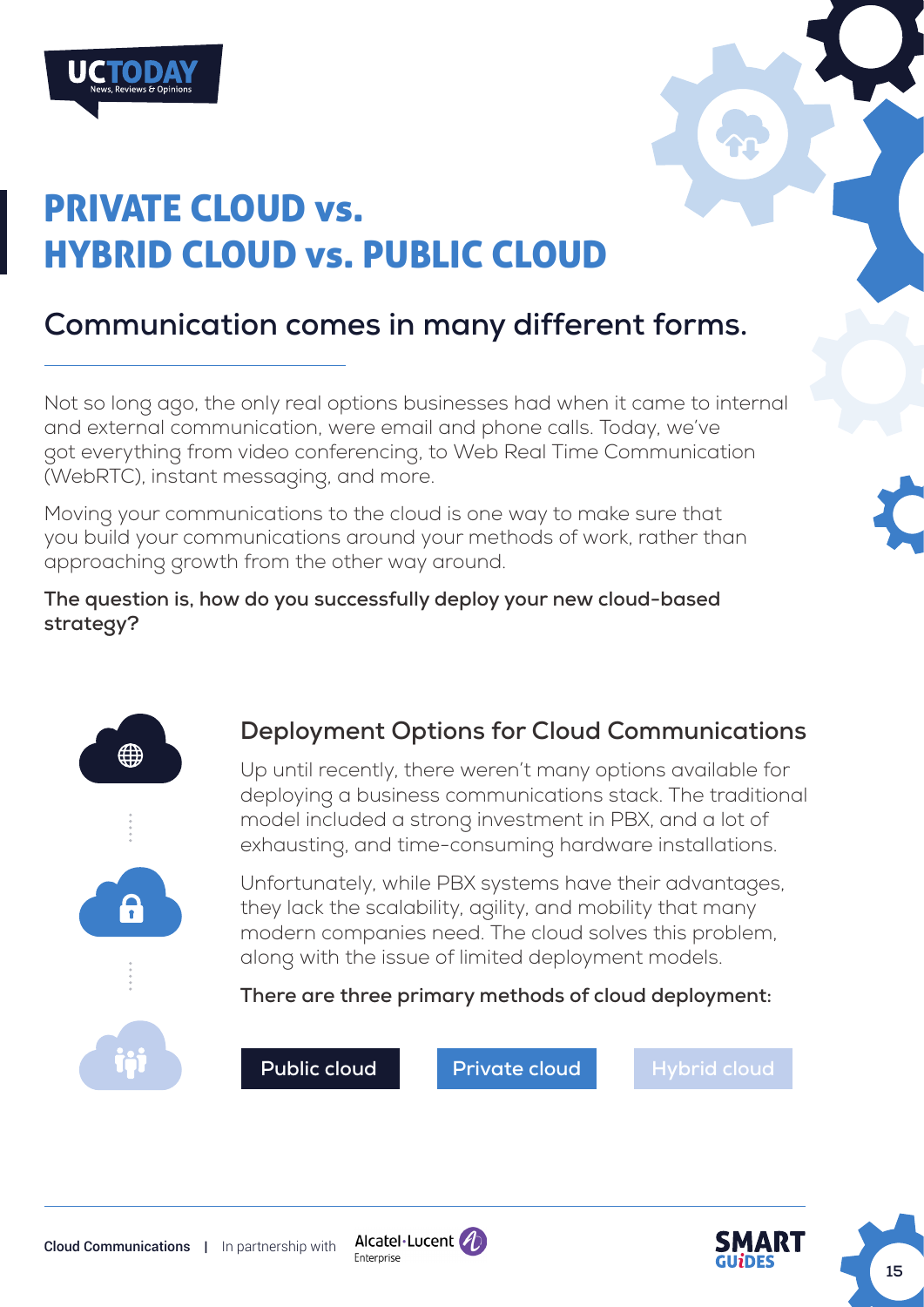# PRIVATE CLOUD vs. HYBRID CLOUD vs. PUBLIC CLOUD

## Communication comes in many different forms.

Not so long ago, the only real options businesses had when it came to internal and external communication, were email and phone calls. Today, we've got everything from video conferencing, to Web Real Time Communication (WebRTC), instant messaging, and more.

Moving your communications to the cloud is one way to make sure that you build your communications around your methods of work, rather than approaching growth from the other way around.

**The question is, how do you successfully deploy your new cloud-based strategy?**

### Deployment Options for Cloud Communications

Up until recently, there weren't many options available for deploying a business communications stack. The traditional model included a strong investment in PBX, and a lot of exhausting, and time-consuming hardware installations.

Unfortunately, while PBX systems have their advantages, they lack the scalability, agility, and mobility that many modern companies need. The cloud solves this problem, along with the issue of limited deployment models.

**There are three primary methods of cloud deployment:**

- Public cloud
- Private cloud
- Hybrid cloud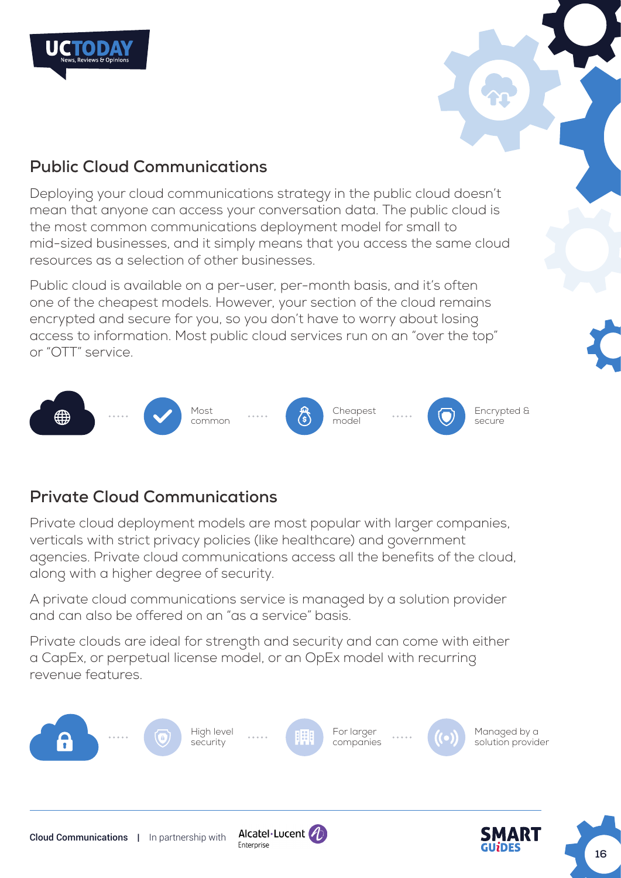## Public Cloud Communications

Deploying your cloud communications strategy in the public cloud doesn't mean that anyone can access your conversation data. The public cloud is the most common communications deployment model for small to mid-sized businesses, and it simply means that you access the same cloud resources as a selection of other businesses.

Public cloud is available on a per-user, per-month basis, and it's often one of the cheapest models. However, your section of the cloud remains encrypted and secure for you, so you don't have to worry about losing access to information. Most public cloud services run on an "over the top" or "OTT" service.

Most common · Cheapest model · Encrypted & secure

## Private Cloud Communications

Private cloud deployment models are most popular with larger companies, verticals with strict privacy policies (like healthcare) and government agencies. Private cloud communications access all the benefits of the cloud, along with a higher degree of security.

A private cloud communications service is managed by a solution provider and can also be offered on an "as a service" basis.

Private clouds are ideal for strength and security and can come with either a CapEx, or perpetual license model, or an OpEx model with recurring revenue features.

High level security · For larger companies · Managed by a solution provider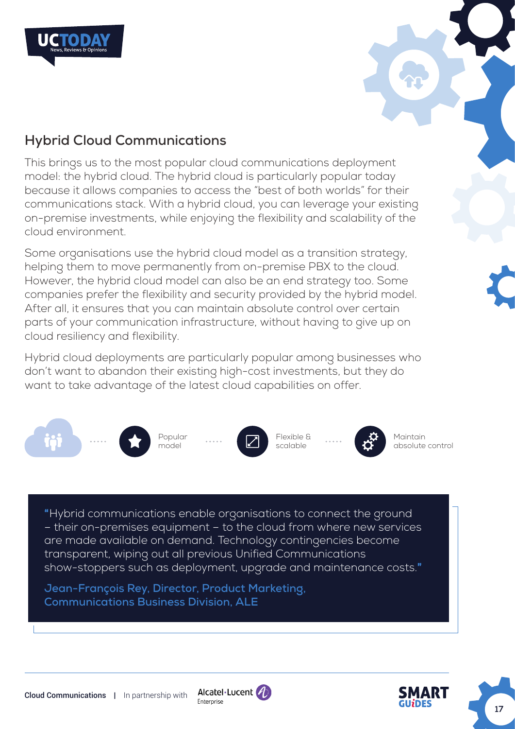## Hybrid Cloud Communications

This brings us to the most popular cloud communications deployment model: the hybrid cloud. The hybrid cloud is particularly popular today because it allows companies to access the "best of both worlds" for their communications stack. With a hybrid cloud, you can leverage your existing on-premise investments, while enjoying the flexibility and scalability of the cloud environment.

Some organisations use the hybrid cloud model as a transition strategy, helping them to move permanently from on-premise PBX to the cloud. However, the hybrid cloud model can also be an end strategy too. Some companies prefer the flexibility and security provided by the hybrid model. After all, it ensures that you can maintain absolute control over certain parts of your communication infrastructure, without having to give up on cloud resiliency and flexibility.

Hybrid cloud deployments are particularly popular among businesses who don't want to abandon their existing high-cost investments, but they do want to take advantage of the latest cloud capabilities on offer.

- Popular model
- Flexible & scalable
- Maintain absolute control

> "Hybrid communications enable organisations to connect the ground – their on-premises equipment – to the cloud from where new services are made available on demand. Technology contingencies become transparent, wiping out all previous Unified Communications show-stoppers such as deployment, upgrade and maintenance costs."
>
> **Jean-François Rey, Director, Product Marketing, Communications Business Division, ALE**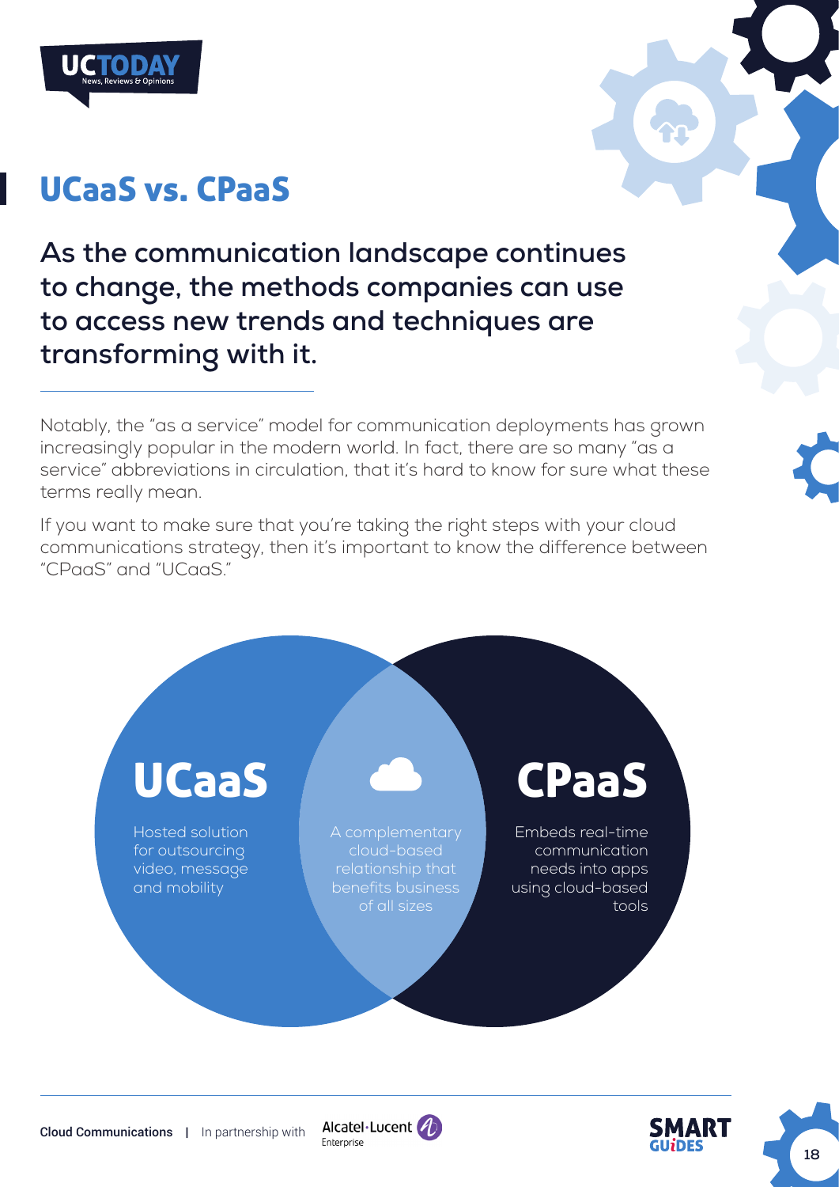# UCaaS vs. CPaaS

**As the communication landscape continues to change, the methods companies can use to access new trends and techniques are transforming with it.**

Notably, the "as a service" model for communication deployments has grown increasingly popular in the modern world. In fact, there are so many "as a service" abbreviations in circulation, that it's hard to know for sure what these terms really mean.

If you want to make sure that you're taking the right steps with your cloud communications strategy, then it's important to know the difference between "CPaaS" and "UCaaS."

**UCaaS**

Hosted solution for outsourcing video, message and mobility

A complementary cloud-based relationship that benefits business of all sizes

**CPaaS**

Embeds real-time communication needs into apps using cloud-based tools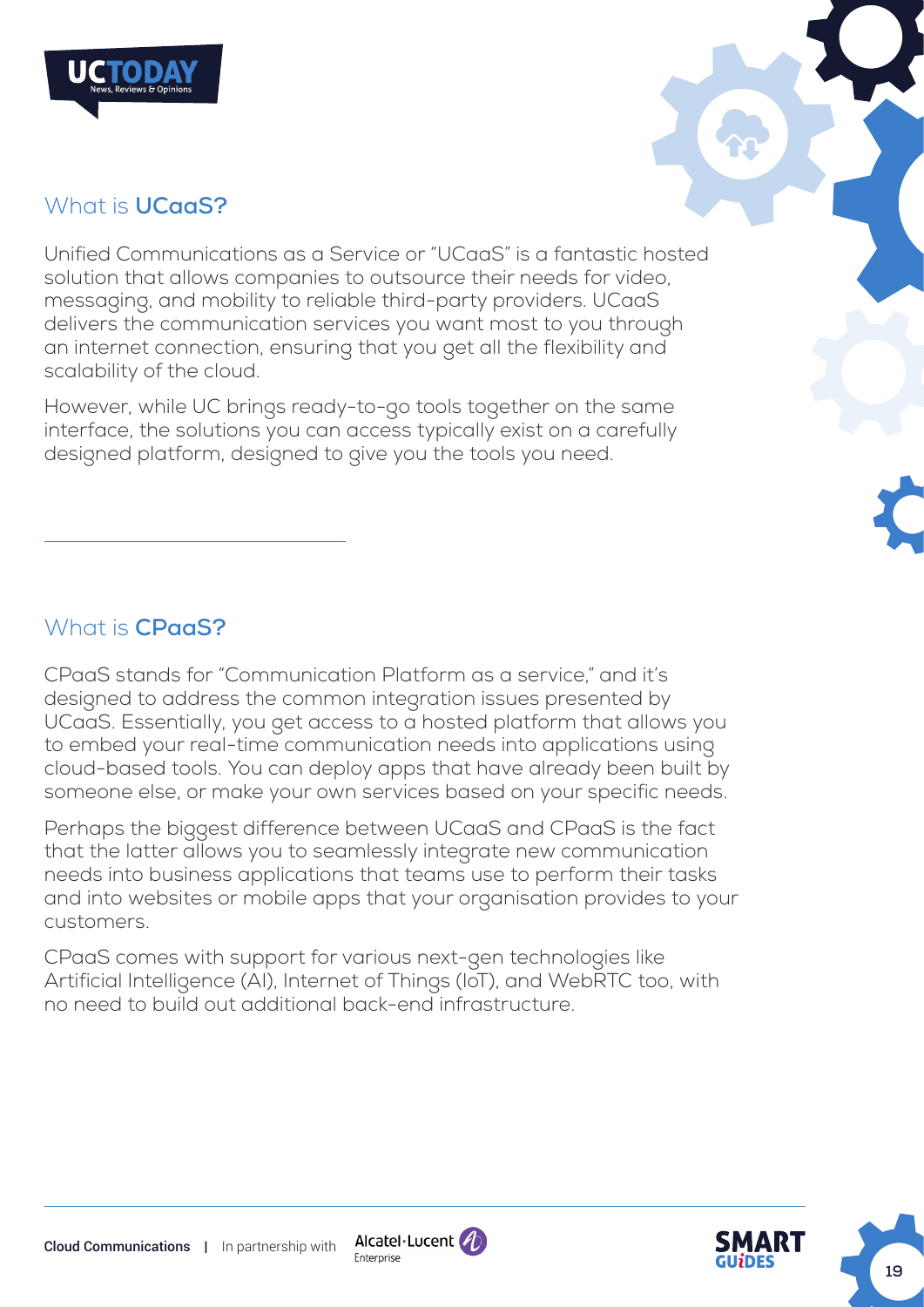## What is **UCaaS?**

Unified Communications as a Service or "UCaaS" is a fantastic hosted solution that allows companies to outsource their needs for video, messaging, and mobility to reliable third-party providers. UCaaS delivers the communication services you want most to you through an internet connection, ensuring that you get all the flexibility and scalability of the cloud.

However, while UC brings ready-to-go tools together on the same interface, the solutions you can access typically exist on a carefully designed platform, designed to give you the tools you need.

---

## What is **CPaaS?**

CPaaS stands for "Communication Platform as a service," and it's designed to address the common integration issues presented by UCaaS. Essentially, you get access to a hosted platform that allows you to embed your real-time communication needs into applications using cloud-based tools. You can deploy apps that have already been built by someone else, or make your own services based on your specific needs.

Perhaps the biggest difference between UCaaS and CPaaS is the fact that the latter allows you to seamlessly integrate new communication needs into business applications that teams use to perform their tasks and into websites or mobile apps that your organisation provides to your customers.

CPaaS comes with support for various next-gen technologies like Artificial Intelligence (AI), Internet of Things (IoT), and WebRTC too, with no need to build out additional back-end infrastructure.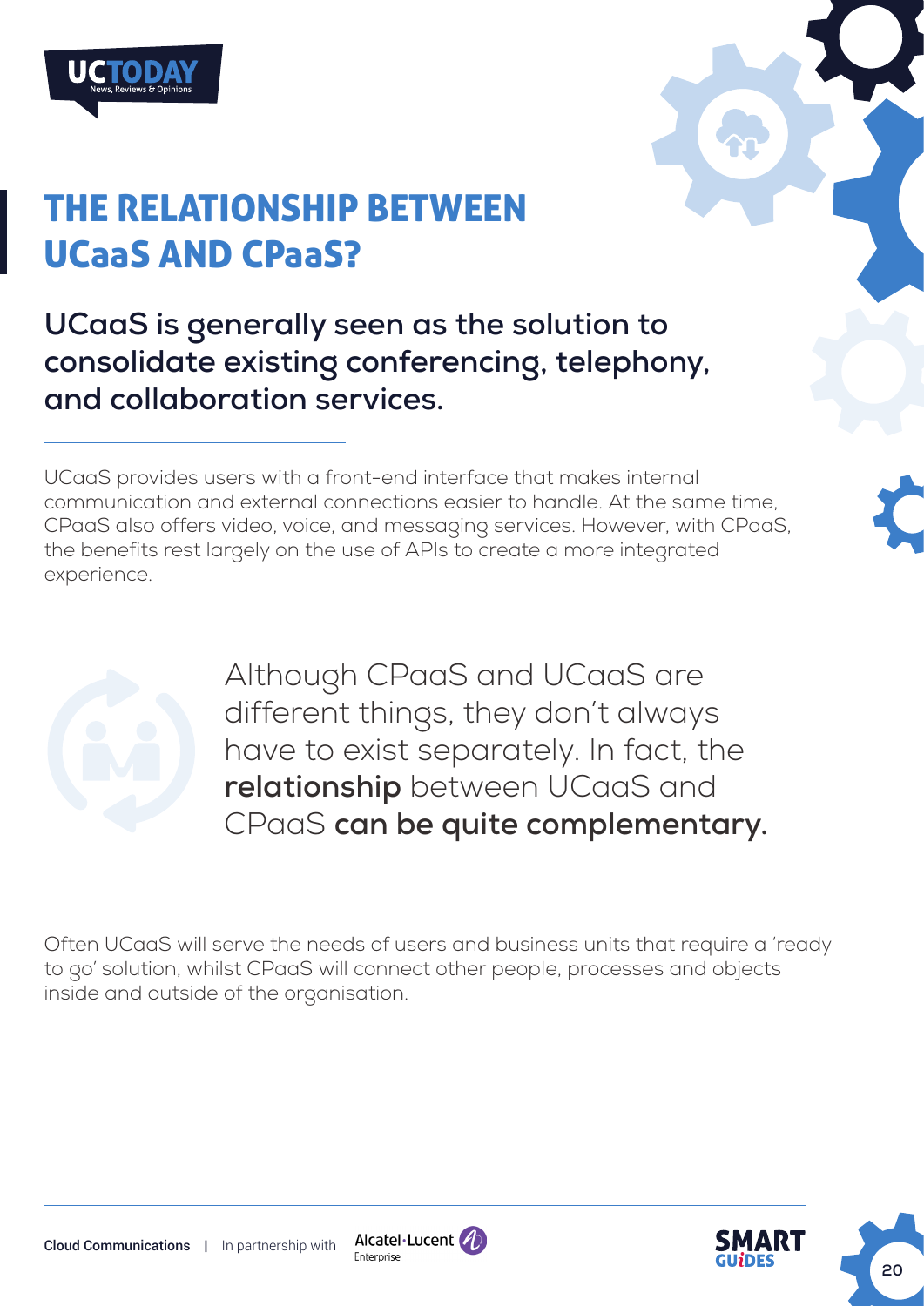# THE RELATIONSHIP BETWEEN UCaaS AND CPaaS?

## UCaaS is generally seen as the solution to consolidate existing conferencing, telephony, and collaboration services.

UCaaS provides users with a front-end interface that makes internal communication and external connections easier to handle. At the same time, CPaaS also offers video, voice, and messaging services. However, with CPaaS, the benefits rest largely on the use of APIs to create a more integrated experience.

Although CPaaS and UCaaS are different things, they don't always have to exist separately. In fact, the **relationship** between UCaaS and CPaaS **can be quite complementary.**

Often UCaaS will serve the needs of users and business units that require a 'ready to go' solution, whilst CPaaS will connect other people, processes and objects inside and outside of the organisation.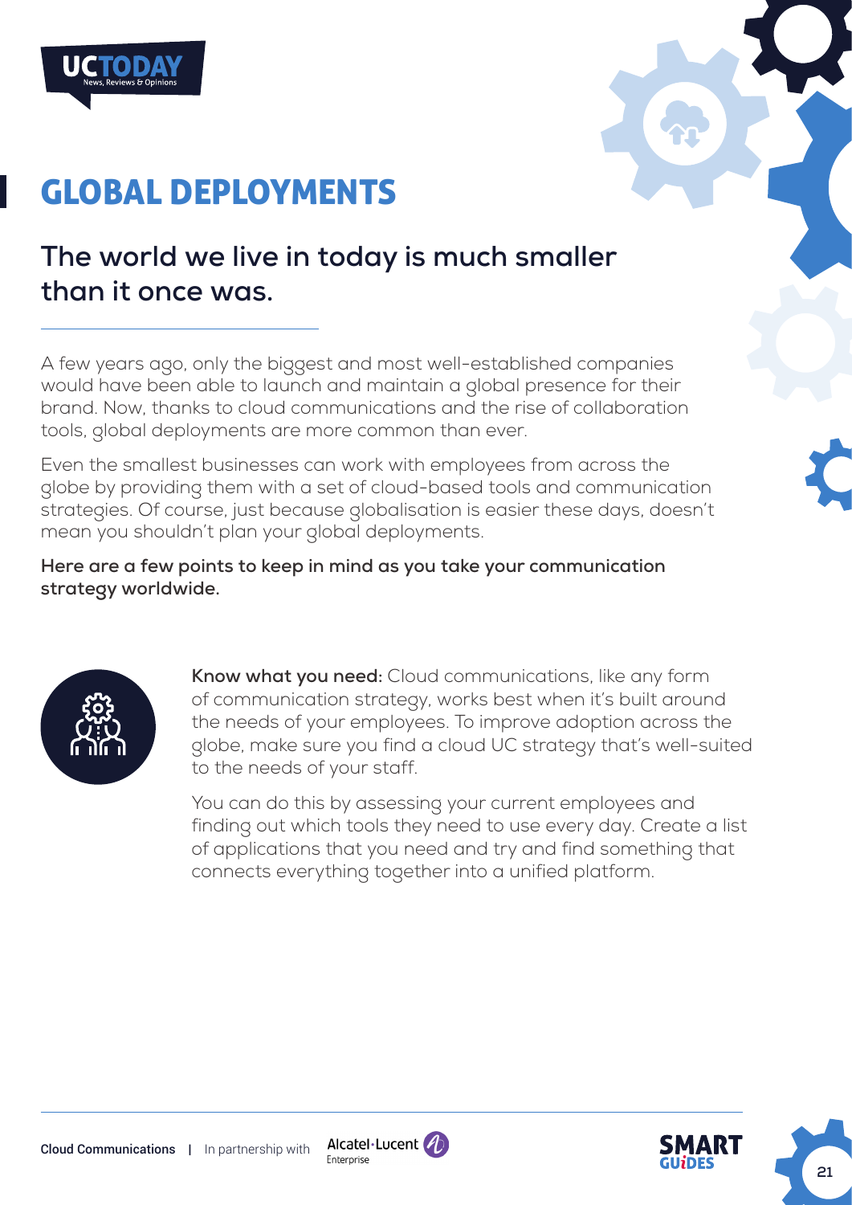# GLOBAL DEPLOYMENTS

## The world we live in today is much smaller than it once was.

A few years ago, only the biggest and most well-established companies would have been able to launch and maintain a global presence for their brand. Now, thanks to cloud communications and the rise of collaboration tools, global deployments are more common than ever.

Even the smallest businesses can work with employees from across the globe by providing them with a set of cloud-based tools and communication strategies. Of course, just because globalisation is easier these days, doesn't mean you shouldn't plan your global deployments.

**Here are a few points to keep in mind as you take your communication strategy worldwide.**

**Know what you need:** Cloud communications, like any form of communication strategy, works best when it's built around the needs of your employees. To improve adoption across the globe, make sure you find a cloud UC strategy that's well-suited to the needs of your staff.

You can do this by assessing your current employees and finding out which tools they need to use every day. Create a list of applications that you need and try and find something that connects everything together into a unified platform.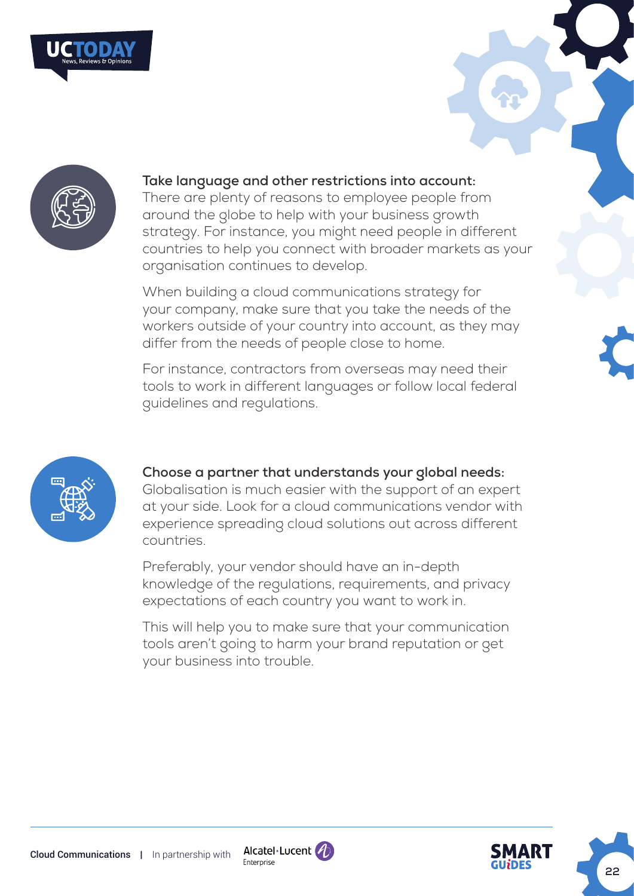**Take language and other restrictions into account:**
There are plenty of reasons to employee people from around the globe to help with your business growth strategy. For instance, you might need people in different countries to help you connect with broader markets as your organisation continues to develop.

When building a cloud communications strategy for your company, make sure that you take the needs of the workers outside of your country into account, as they may differ from the needs of people close to home.

For instance, contractors from overseas may need their tools to work in different languages or follow local federal guidelines and regulations.

**Choose a partner that understands your global needs:**
Globalisation is much easier with the support of an expert at your side. Look for a cloud communications vendor with experience spreading cloud solutions out across different countries.

Preferably, your vendor should have an in-depth knowledge of the regulations, requirements, and privacy expectations of each country you want to work in.

This will help you to make sure that your communication tools aren't going to harm your brand reputation or get your business into trouble.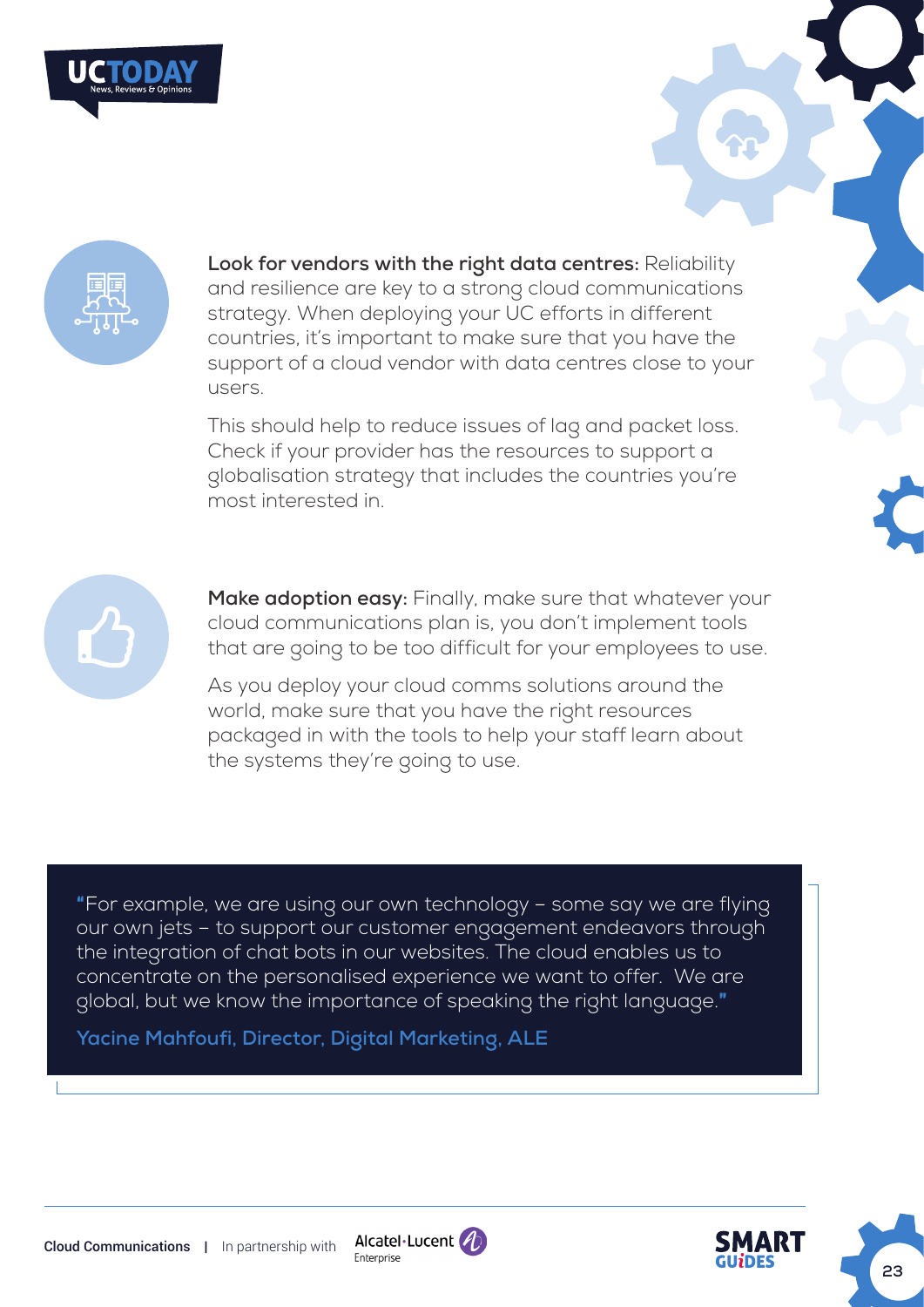**Look for vendors with the right data centres:** Reliability and resilience are key to a strong cloud communications strategy. When deploying your UC efforts in different countries, it's important to make sure that you have the support of a cloud vendor with data centres close to your users.

This should help to reduce issues of lag and packet loss. Check if your provider has the resources to support a globalisation strategy that includes the countries you're most interested in.

**Make adoption easy:** Finally, make sure that whatever your cloud communications plan is, you don't implement tools that are going to be too difficult for your employees to use.

As you deploy your cloud comms solutions around the world, make sure that you have the right resources packaged in with the tools to help your staff learn about the systems they're going to use.

> "For example, we are using our own technology – some say we are flying our own jets – to support our customer engagement endeavors through the integration of chat bots in our websites. The cloud enables us to concentrate on the personalised experience we want to offer. We are global, but we know the importance of speaking the right language."
>
> **Yacine Mahfoufi, Director, Digital Marketing, ALE**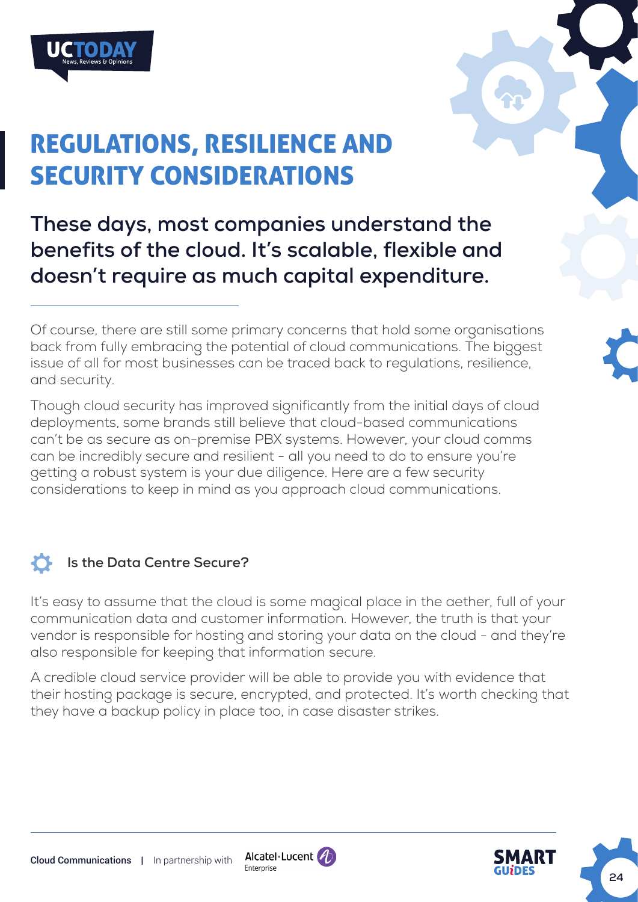# REGULATIONS, RESILIENCE AND SECURITY CONSIDERATIONS

**These days, most companies understand the benefits of the cloud. It's scalable, flexible and doesn't require as much capital expenditure.**

Of course, there are still some primary concerns that hold some organisations back from fully embracing the potential of cloud communications. The biggest issue of all for most businesses can be traced back to regulations, resilience, and security.

Though cloud security has improved significantly from the initial days of cloud deployments, some brands still believe that cloud-based communications can't be as secure as on-premise PBX systems. However, your cloud comms can be incredibly secure and resilient - all you need to do to ensure you're getting a robust system is your due diligence. Here are a few security considerations to keep in mind as you approach cloud communications.

### Is the Data Centre Secure?

It's easy to assume that the cloud is some magical place in the aether, full of your communication data and customer information. However, the truth is that your vendor is responsible for hosting and storing your data on the cloud - and they're also responsible for keeping that information secure.

A credible cloud service provider will be able to provide you with evidence that their hosting package is secure, encrypted, and protected. It's worth checking that they have a backup policy in place too, in case disaster strikes.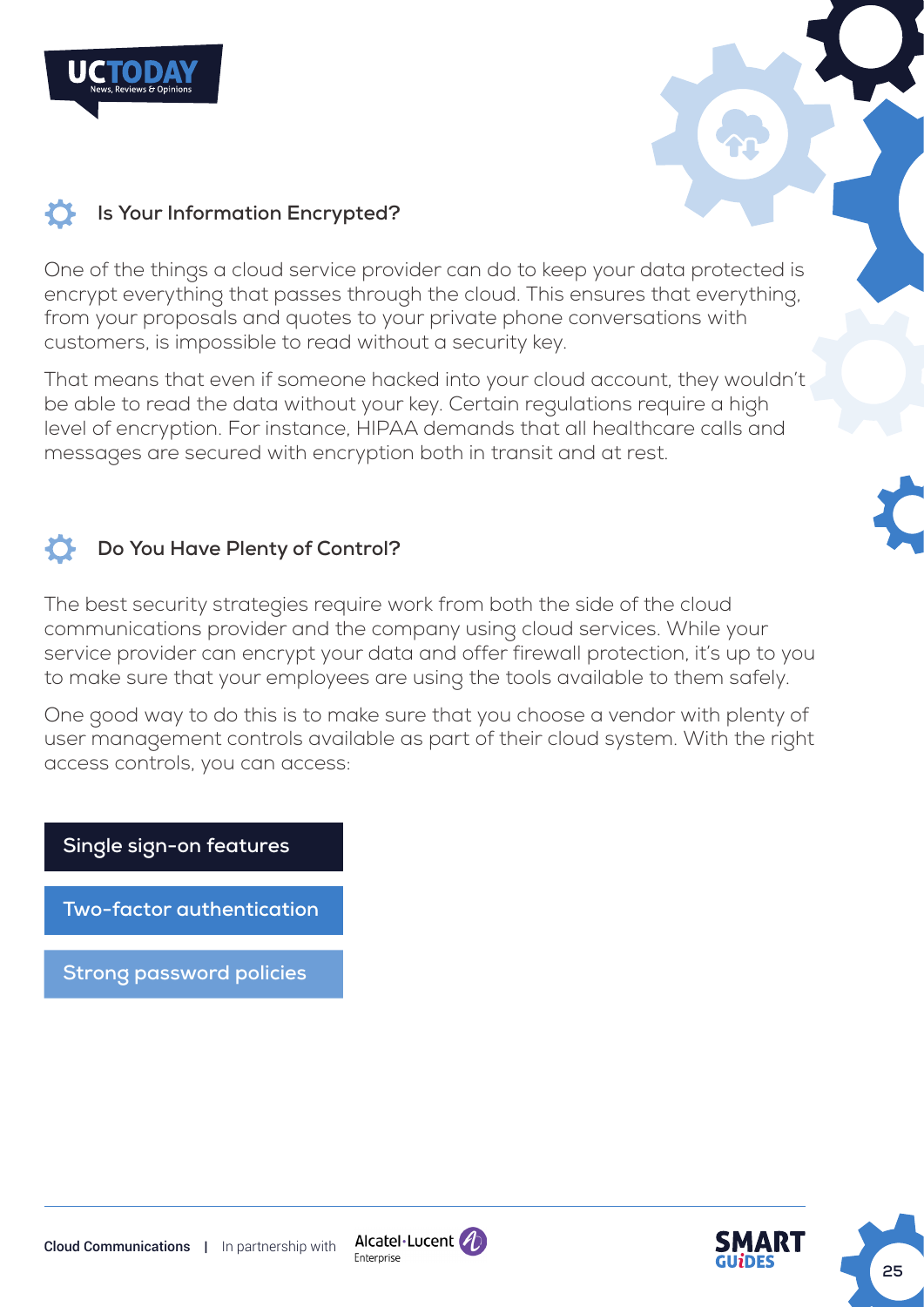## Is Your Information Encrypted?

One of the things a cloud service provider can do to keep your data protected is encrypt everything that passes through the cloud. This ensures that everything, from your proposals and quotes to your private phone conversations with customers, is impossible to read without a security key.

That means that even if someone hacked into your cloud account, they wouldn't be able to read the data without your key. Certain regulations require a high level of encryption. For instance, HIPAA demands that all healthcare calls and messages are secured with encryption both in transit and at rest.

## Do You Have Plenty of Control?

The best security strategies require work from both the side of the cloud communications provider and the company using cloud services. While your service provider can encrypt your data and offer firewall protection, it's up to you to make sure that your employees are using the tools available to them safely.

One good way to do this is to make sure that you choose a vendor with plenty of user management controls available as part of their cloud system. With the right access controls, you can access:

- **Single sign-on features**
- **Two-factor authentication**
- **Strong password policies**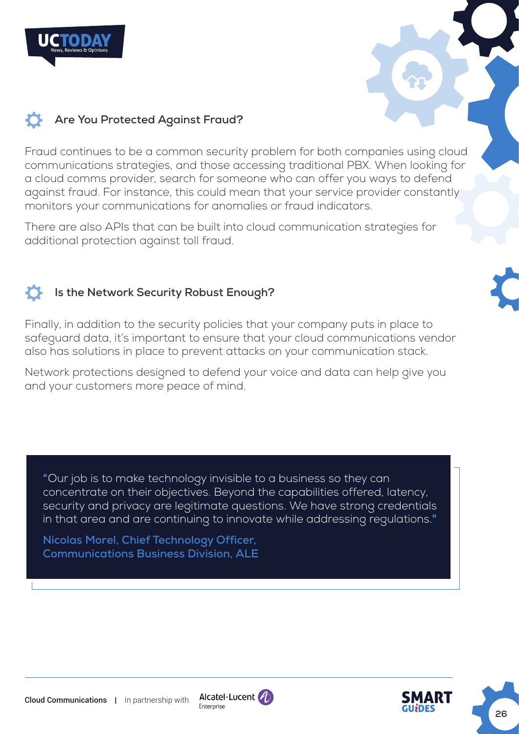### Are You Protected Against Fraud?

Fraud continues to be a common security problem for both companies using cloud communications strategies, and those accessing traditional PBX. When looking for a cloud comms provider, search for someone who can offer you ways to defend against fraud. For instance, this could mean that your service provider constantly monitors your communications for anomalies or fraud indicators.

There are also APIs that can be built into cloud communication strategies for additional protection against toll fraud.

### Is the Network Security Robust Enough?

Finally, in addition to the security policies that your company puts in place to safeguard data, it's important to ensure that your cloud communications vendor also has solutions in place to prevent attacks on your communication stack.

Network protections designed to defend your voice and data can help give you and your customers more peace of mind.

> "Our job is to make technology invisible to a business so they can concentrate on their objectives. Beyond the capabilities offered, latency, security and privacy are legitimate questions. We have strong credentials in that area and are continuing to innovate while addressing regulations."
>
> **Nicolas Morel, Chief Technology Officer, Communications Business Division, ALE**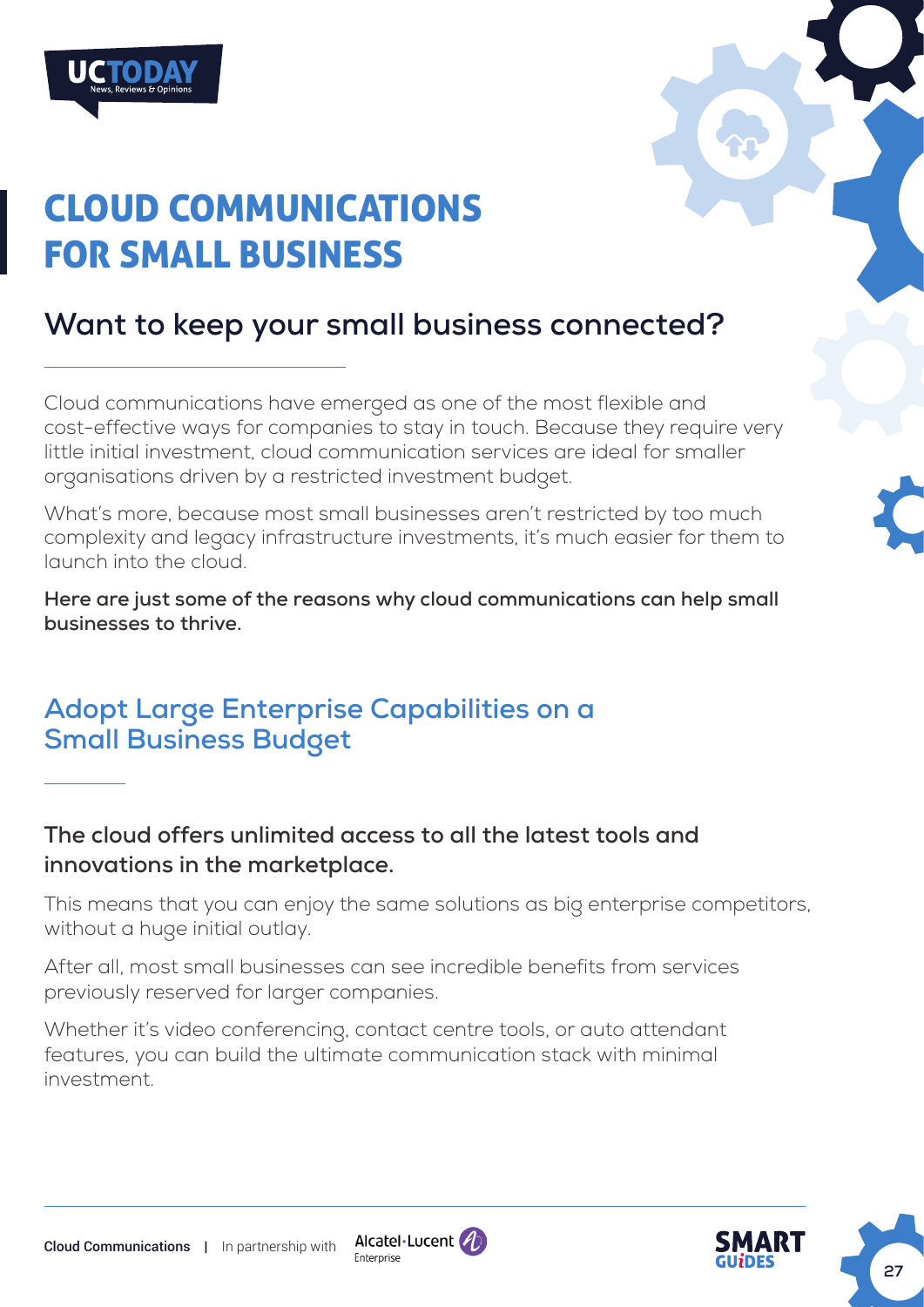# CLOUD COMMUNICATIONS FOR SMALL BUSINESS

## Want to keep your small business connected?

Cloud communications have emerged as one of the most flexible and cost-effective ways for companies to stay in touch. Because they require very little initial investment, cloud communication services are ideal for smaller organisations driven by a restricted investment budget.

What's more, because most small businesses aren't restricted by too much complexity and legacy infrastructure investments, it's much easier for them to launch into the cloud.

**Here are just some of the reasons why cloud communications can help small businesses to thrive.**

## Adopt Large Enterprise Capabilities on a Small Business Budget

**The cloud offers unlimited access to all the latest tools and innovations in the marketplace.**

This means that you can enjoy the same solutions as big enterprise competitors, without a huge initial outlay.

After all, most small businesses can see incredible benefits from services previously reserved for larger companies.

Whether it's video conferencing, contact centre tools, or auto attendant features, you can build the ultimate communication stack with minimal investment.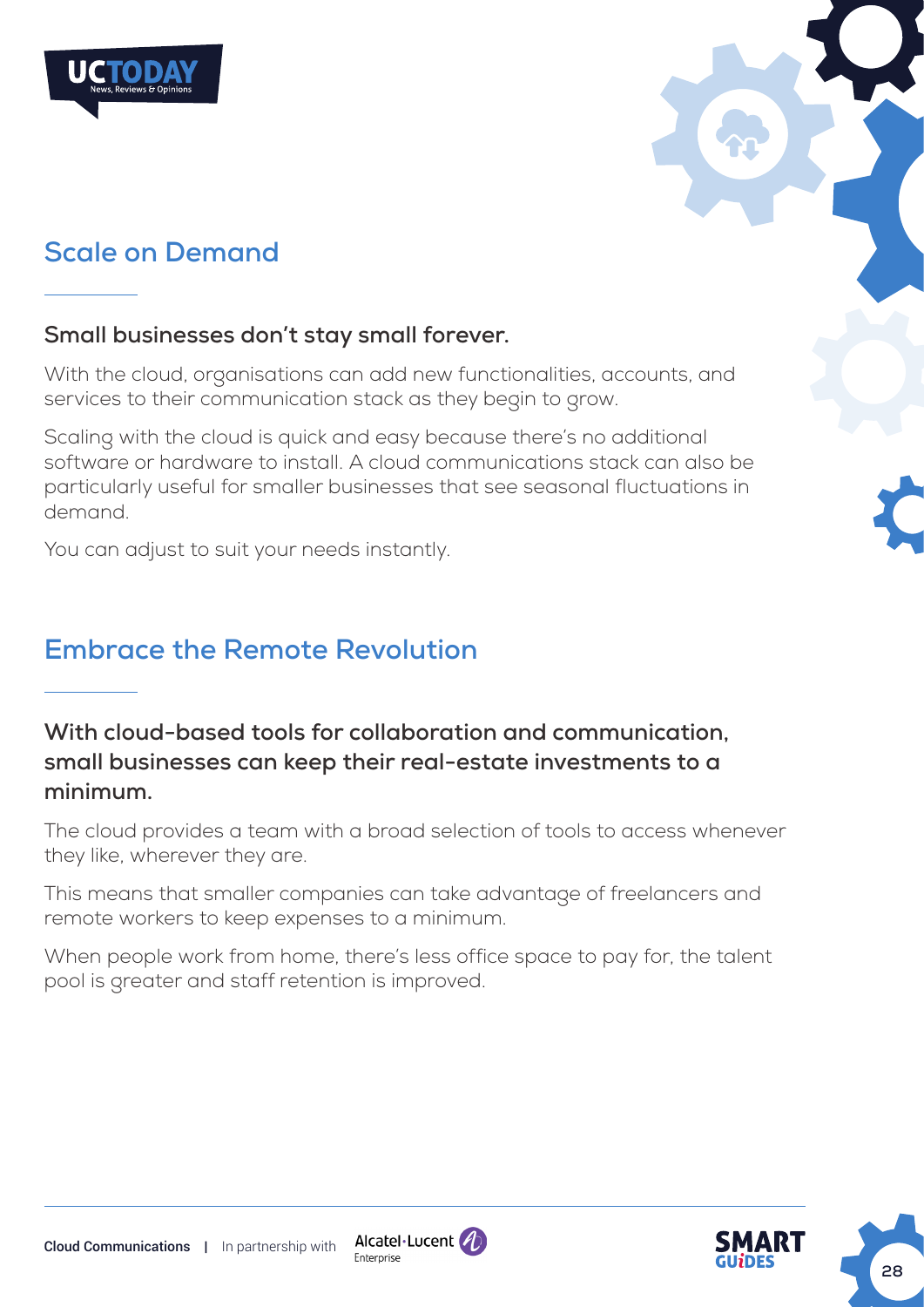## Scale on Demand

**Small businesses don't stay small forever.**

With the cloud, organisations can add new functionalities, accounts, and services to their communication stack as they begin to grow.

Scaling with the cloud is quick and easy because there's no additional software or hardware to install. A cloud communications stack can also be particularly useful for smaller businesses that see seasonal fluctuations in demand.

You can adjust to suit your needs instantly.

## Embrace the Remote Revolution

**With cloud-based tools for collaboration and communication, small businesses can keep their real-estate investments to a minimum.**

The cloud provides a team with a broad selection of tools to access whenever they like, wherever they are.

This means that smaller companies can take advantage of freelancers and remote workers to keep expenses to a minimum.

When people work from home, there's less office space to pay for, the talent pool is greater and staff retention is improved.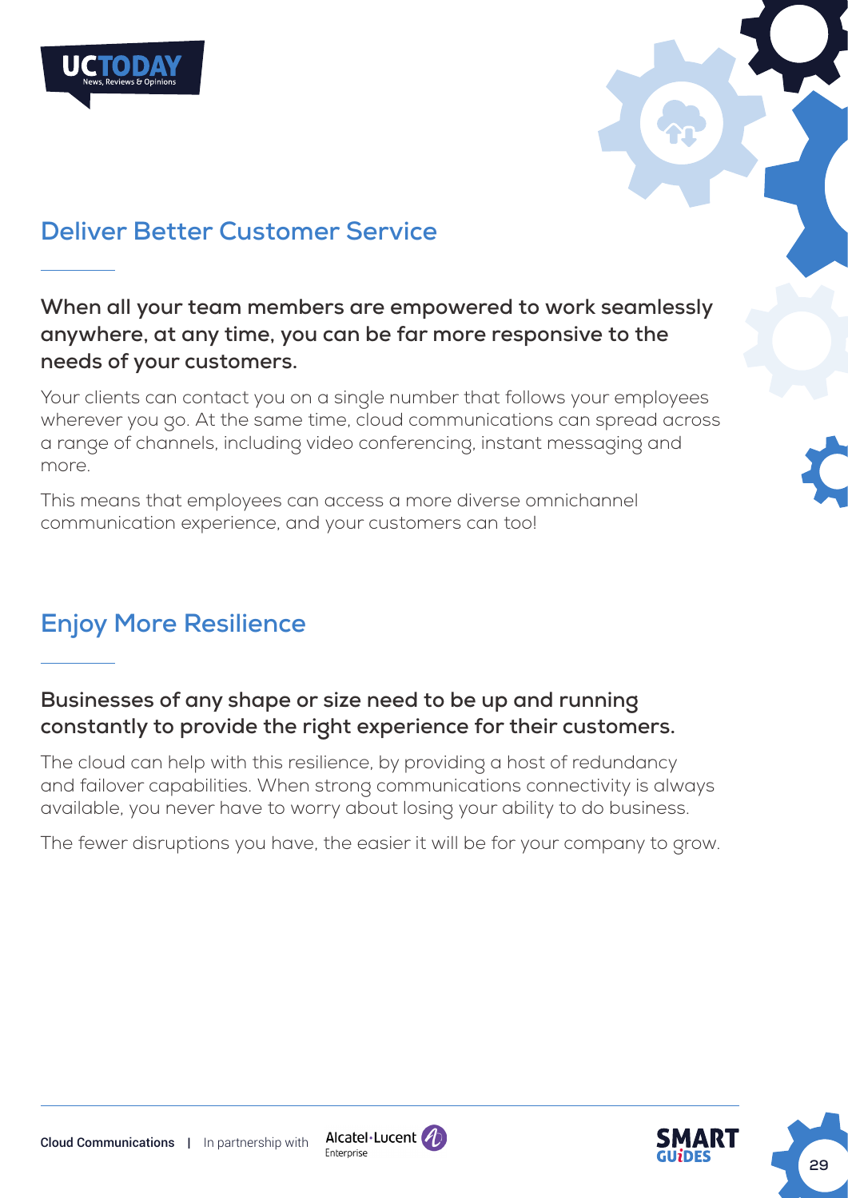## Deliver Better Customer Service

**When all your team members are empowered to work seamlessly anywhere, at any time, you can be far more responsive to the needs of your customers.**

Your clients can contact you on a single number that follows your employees wherever you go. At the same time, cloud communications can spread across a range of channels, including video conferencing, instant messaging and more.

This means that employees can access a more diverse omnichannel communication experience, and your customers can too!

## Enjoy More Resilience

**Businesses of any shape or size need to be up and running constantly to provide the right experience for their customers.**

The cloud can help with this resilience, by providing a host of redundancy and failover capabilities. When strong communications connectivity is always available, you never have to worry about losing your ability to do business.

The fewer disruptions you have, the easier it will be for your company to grow.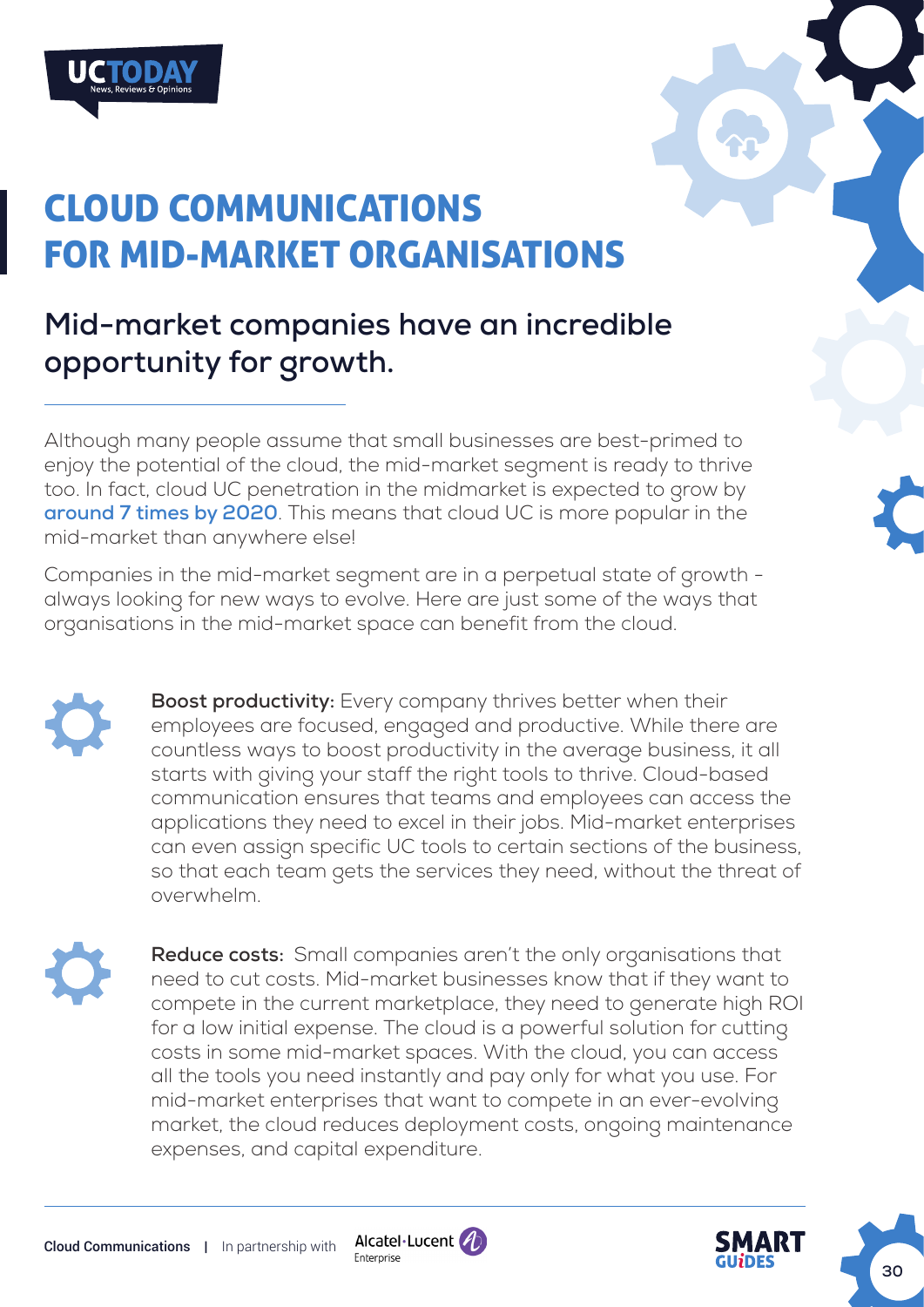# CLOUD COMMUNICATIONS FOR MID-MARKET ORGANISATIONS

## Mid-market companies have an incredible opportunity for growth.

Although many people assume that small businesses are best-primed to enjoy the potential of the cloud, the mid-market segment is ready to thrive too. In fact, cloud UC penetration in the midmarket is expected to grow by **around 7 times by 2020**. This means that cloud UC is more popular in the mid-market than anywhere else!

Companies in the mid-market segment are in a perpetual state of growth - always looking for new ways to evolve. Here are just some of the ways that organisations in the mid-market space can benefit from the cloud.

**Boost productivity:** Every company thrives better when their employees are focused, engaged and productive. While there are countless ways to boost productivity in the average business, it all starts with giving your staff the right tools to thrive. Cloud-based communication ensures that teams and employees can access the applications they need to excel in their jobs. Mid-market enterprises can even assign specific UC tools to certain sections of the business, so that each team gets the services they need, without the threat of overwhelm.

**Reduce costs:** Small companies aren't the only organisations that need to cut costs. Mid-market businesses know that if they want to compete in the current marketplace, they need to generate high ROI for a low initial expense. The cloud is a powerful solution for cutting costs in some mid-market spaces. With the cloud, you can access all the tools you need instantly and pay only for what you use. For mid-market enterprises that want to compete in an ever-evolving market, the cloud reduces deployment costs, ongoing maintenance expenses, and capital expenditure.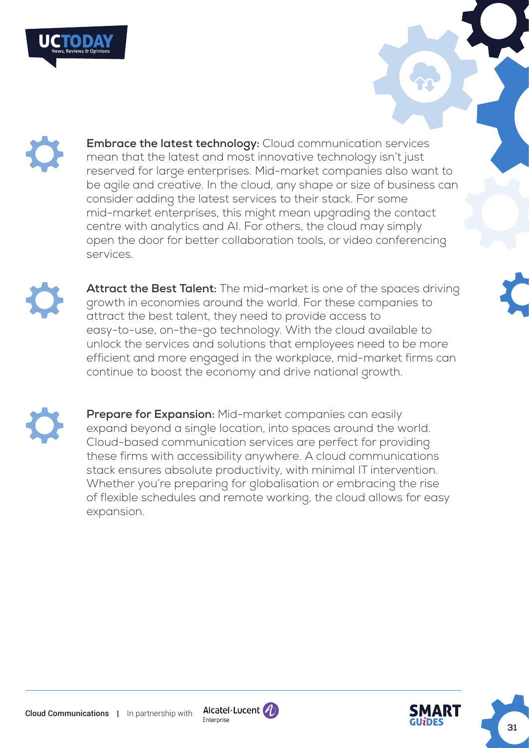**Embrace the latest technology:** Cloud communication services mean that the latest and most innovative technology isn't just reserved for large enterprises. Mid-market companies also want to be agile and creative. In the cloud, any shape or size of business can consider adding the latest services to their stack. For some mid-market enterprises, this might mean upgrading the contact centre with analytics and AI. For others, the cloud may simply open the door for better collaboration tools, or video conferencing services.

**Attract the Best Talent:** The mid-market is one of the spaces driving growth in economies around the world. For these companies to attract the best talent, they need to provide access to easy-to-use, on-the-go technology. With the cloud available to unlock the services and solutions that employees need to be more efficient and more engaged in the workplace, mid-market firms can continue to boost the economy and drive national growth.

**Prepare for Expansion:** Mid-market companies can easily expand beyond a single location, into spaces around the world. Cloud-based communication services are perfect for providing these firms with accessibility anywhere. A cloud communications stack ensures absolute productivity, with minimal IT intervention. Whether you're preparing for globalisation or embracing the rise of flexible schedules and remote working, the cloud allows for easy expansion.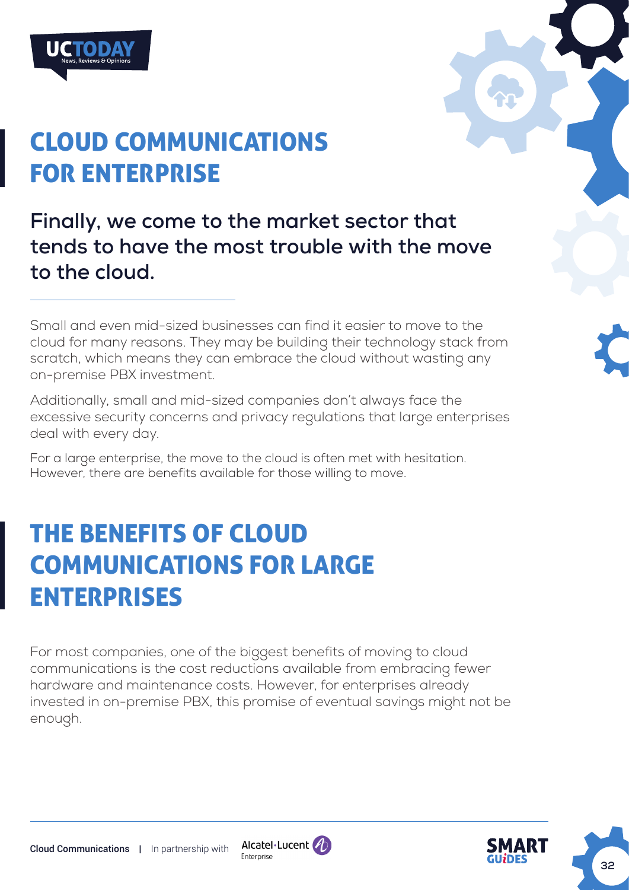# CLOUD COMMUNICATIONS FOR ENTERPRISE

**Finally, we come to the market sector that tends to have the most trouble with the move to the cloud.**

Small and even mid-sized businesses can find it easier to move to the cloud for many reasons. They may be building their technology stack from scratch, which means they can embrace the cloud without wasting any on-premise PBX investment.

Additionally, small and mid-sized companies don't always face the excessive security concerns and privacy regulations that large enterprises deal with every day.

For a large enterprise, the move to the cloud is often met with hesitation. However, there are benefits available for those willing to move.

# THE BENEFITS OF CLOUD COMMUNICATIONS FOR LARGE ENTERPRISES

For most companies, one of the biggest benefits of moving to cloud communications is the cost reductions available from embracing fewer hardware and maintenance costs. However, for enterprises already invested in on-premise PBX, this promise of eventual savings might not be enough.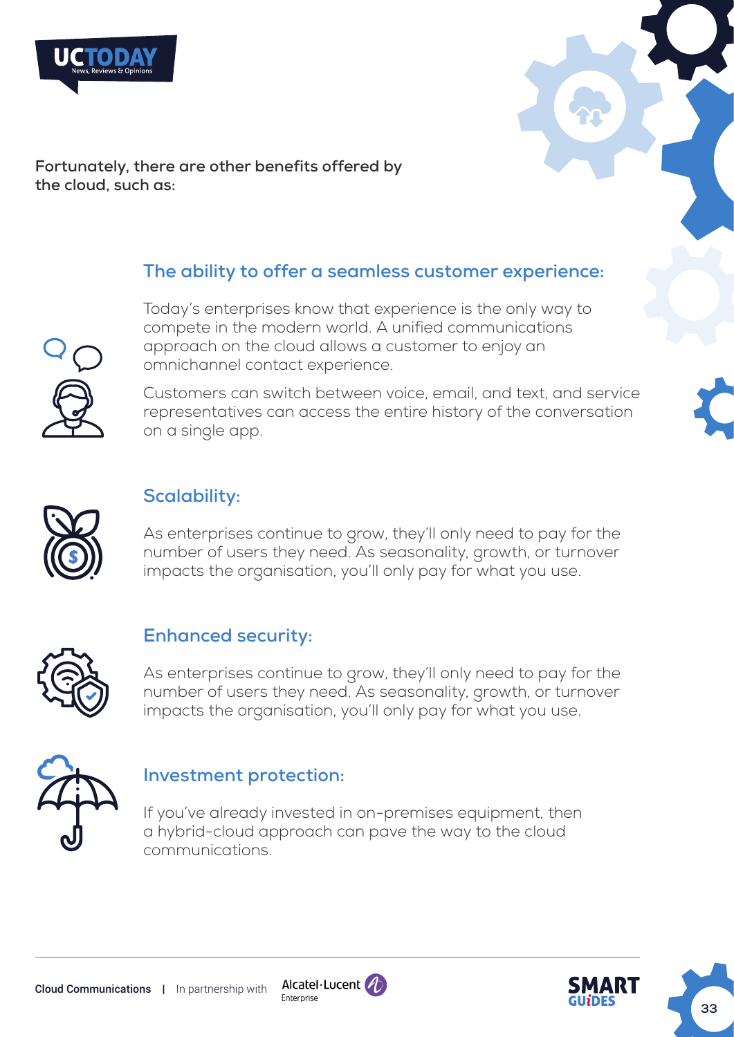Fortunately, there are other benefits offered by the cloud, such as:

### The ability to offer a seamless customer experience:

Today's enterprises know that experience is the only way to compete in the modern world. A unified communications approach on the cloud allows a customer to enjoy an omnichannel contact experience.

Customers can switch between voice, email, and text, and service representatives can access the entire history of the conversation on a single app.

### Scalability:

As enterprises continue to grow, they'll only need to pay for the number of users they need. As seasonality, growth, or turnover impacts the organisation, you'll only pay for what you use.

### Enhanced security:

As enterprises continue to grow, they'll only need to pay for the number of users they need. As seasonality, growth, or turnover impacts the organisation, you'll only pay for what you use.

### Investment protection:

If you've already invested in on-premises equipment, then a hybrid-cloud approach can pave the way to the cloud communications.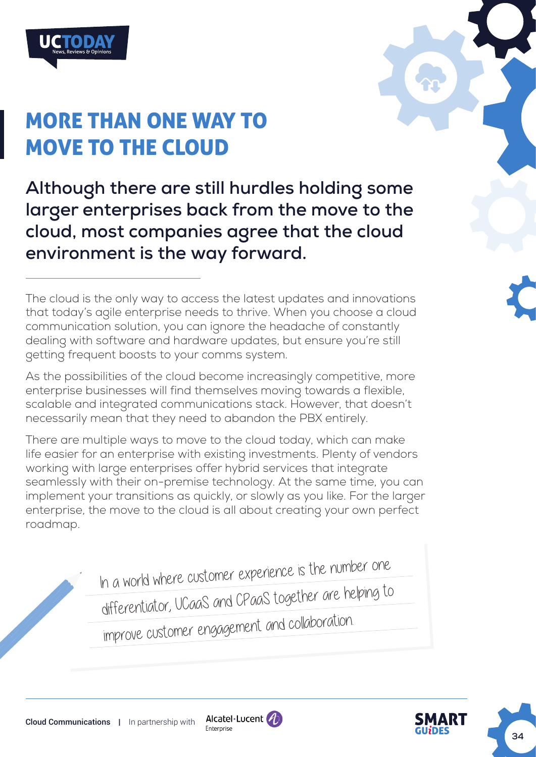# MORE THAN ONE WAY TO MOVE TO THE CLOUD

**Although there are still hurdles holding some larger enterprises back from the move to the cloud, most companies agree that the cloud environment is the way forward.**

The cloud is the only way to access the latest updates and innovations that today's agile enterprise needs to thrive. When you choose a cloud communication solution, you can ignore the headache of constantly dealing with software and hardware updates, but ensure you're still getting frequent boosts to your comms system.

As the possibilities of the cloud become increasingly competitive, more enterprise businesses will find themselves moving towards a flexible, scalable and integrated communications stack. However, that doesn't necessarily mean that they need to abandon the PBX entirely.

There are multiple ways to move to the cloud today, which can make life easier for an enterprise with existing investments. Plenty of vendors working with large enterprises offer hybrid services that integrate seamlessly with their on-premise technology. At the same time, you can implement your transitions as quickly, or slowly as you like. For the larger enterprise, the move to the cloud is all about creating your own perfect roadmap.

> In a world where customer experience is the number one differentiator, UCaaS and CPaaS together are helping to improve customer engagement and collaboration.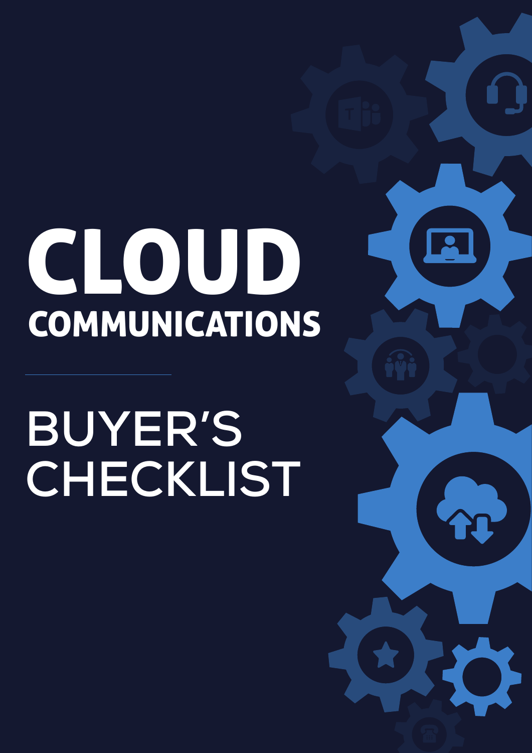# CLOUD COMMUNICATIONS

---

# BUYER'S CHECKLIST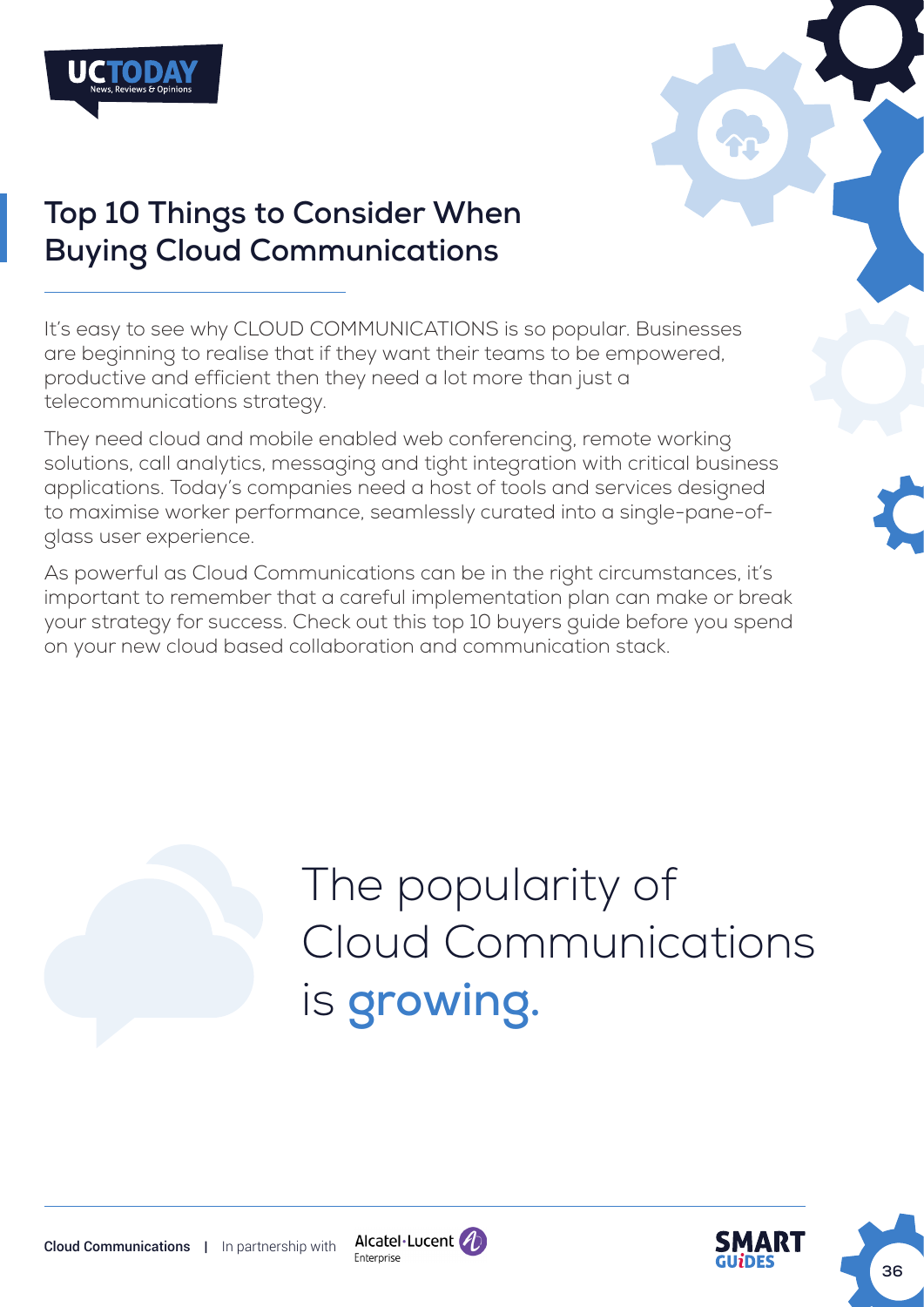## Top 10 Things to Consider When Buying Cloud Communications

It's easy to see why CLOUD COMMUNICATIONS is so popular. Businesses are beginning to realise that if they want their teams to be empowered, productive and efficient then they need a lot more than just a telecommunications strategy.

They need cloud and mobile enabled web conferencing, remote working solutions, call analytics, messaging and tight integration with critical business applications. Today's companies need a host of tools and services designed to maximise worker performance, seamlessly curated into a single-pane-of-glass user experience.

As powerful as Cloud Communications can be in the right circumstances, it's important to remember that a careful implementation plan can make or break your strategy for success. Check out this top 10 buyers guide before you spend on your new cloud based collaboration and communication stack.

The popularity of Cloud Communications is **growing.**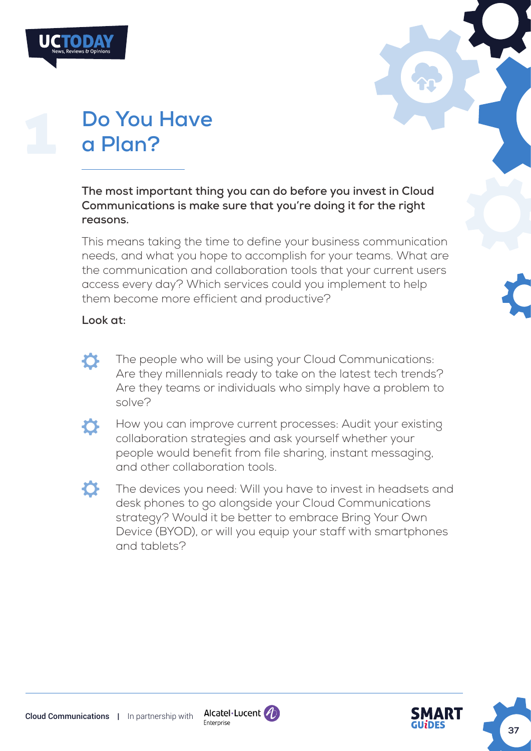# 1 Do You Have a Plan?

**The most important thing you can do before you invest in Cloud Communications is make sure that you're doing it for the right reasons.**

This means taking the time to define your business communication needs, and what you hope to accomplish for your teams. What are the communication and collaboration tools that your current users access every day? Which services could you implement to help them become more efficient and productive?

**Look at:**

- The people who will be using your Cloud Communications: Are they millennials ready to take on the latest tech trends? Are they teams or individuals who simply have a problem to solve?
- How you can improve current processes: Audit your existing collaboration strategies and ask yourself whether your people would benefit from file sharing, instant messaging, and other collaboration tools.
- The devices you need: Will you have to invest in headsets and desk phones to go alongside your Cloud Communications strategy? Would it be better to embrace Bring Your Own Device (BYOD), or will you equip your staff with smartphones and tablets?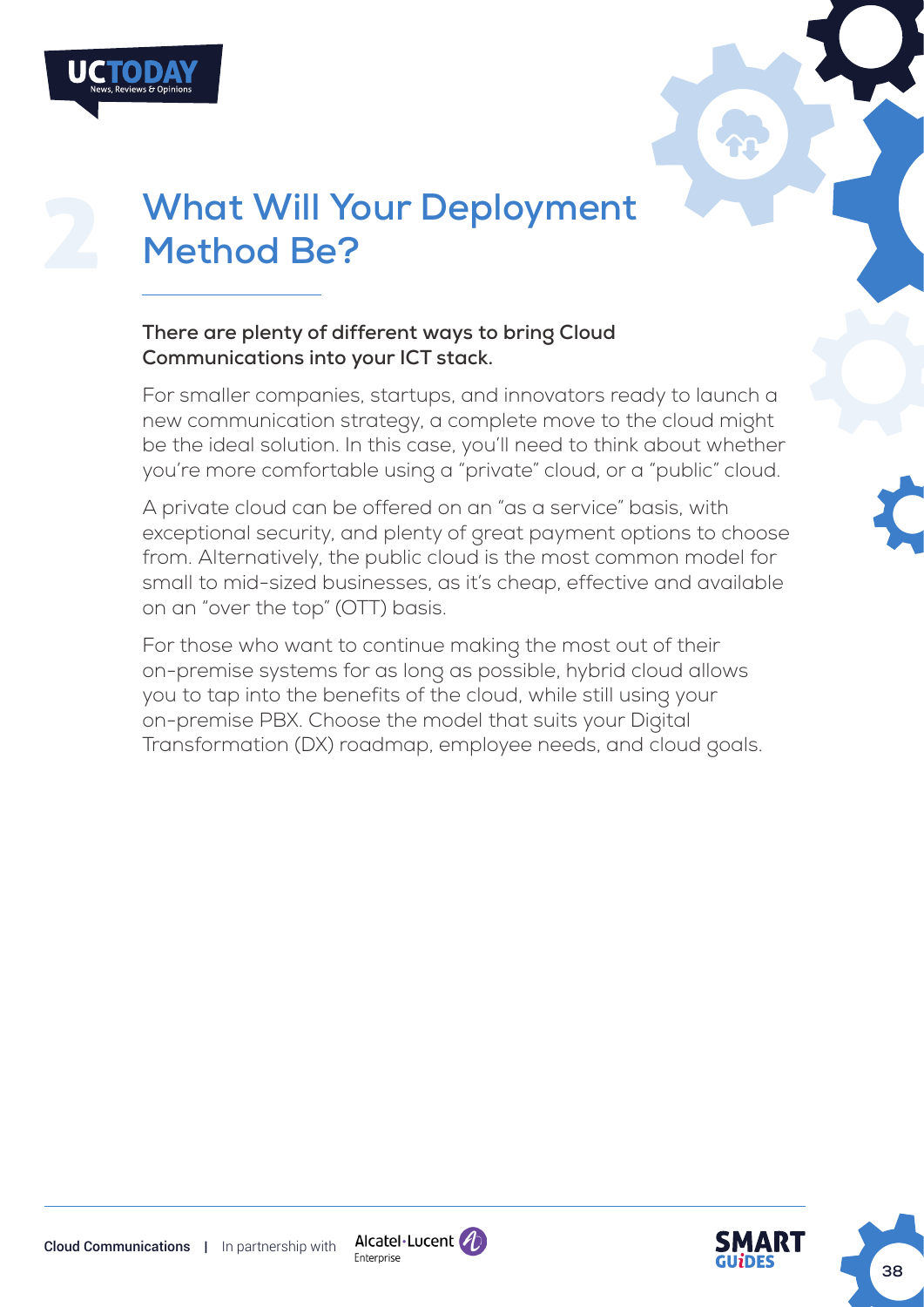## 2 What Will Your Deployment Method Be?

**There are plenty of different ways to bring Cloud Communications into your ICT stack.**

For smaller companies, startups, and innovators ready to launch a new communication strategy, a complete move to the cloud might be the ideal solution. In this case, you'll need to think about whether you're more comfortable using a "private" cloud, or a "public" cloud.

A private cloud can be offered on an "as a service" basis, with exceptional security, and plenty of great payment options to choose from. Alternatively, the public cloud is the most common model for small to mid-sized businesses, as it's cheap, effective and available on an "over the top" (OTT) basis.

For those who want to continue making the most out of their on-premise systems for as long as possible, hybrid cloud allows you to tap into the benefits of the cloud, while still using your on-premise PBX. Choose the model that suits your Digital Transformation (DX) roadmap, employee needs, and cloud goals.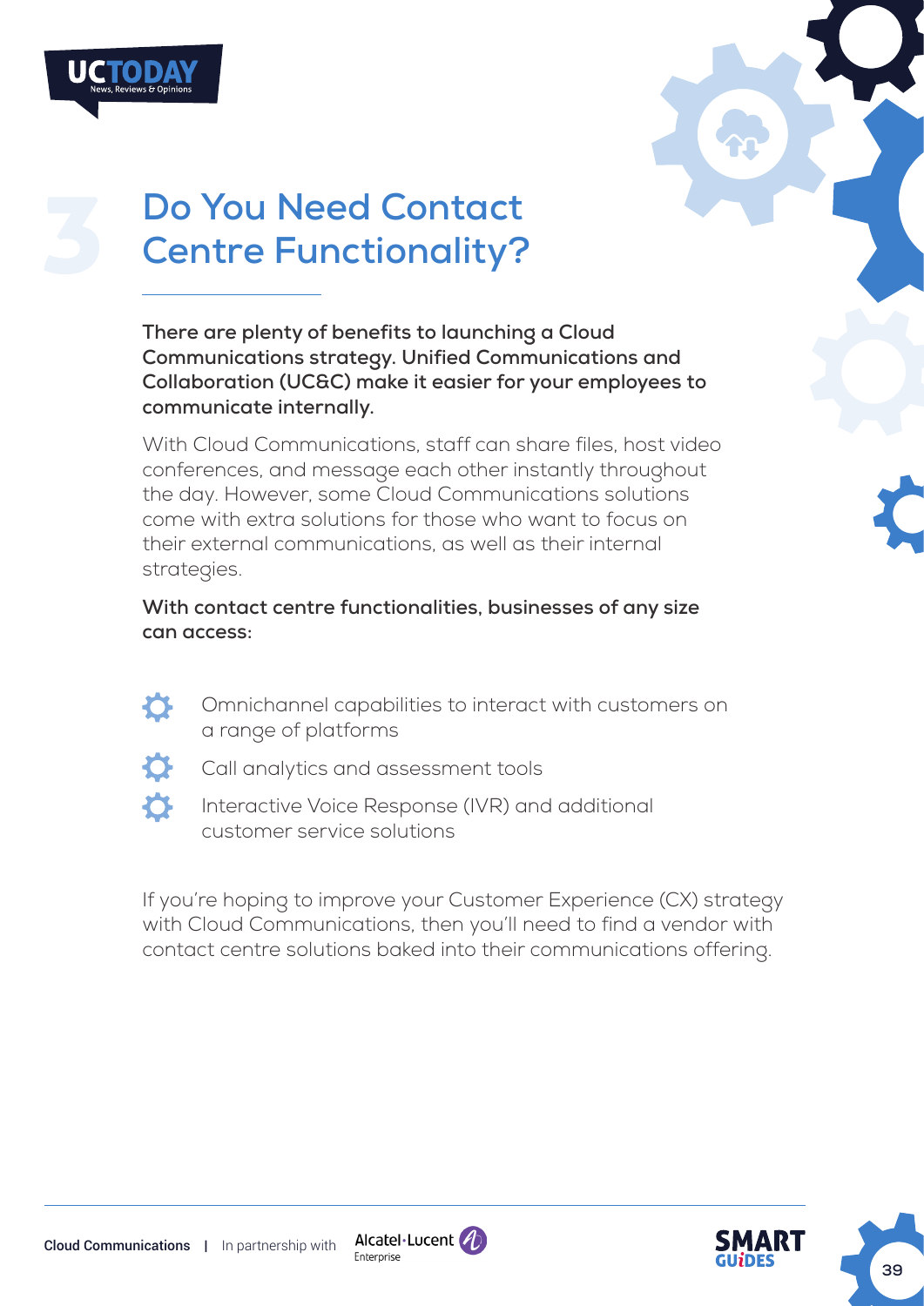# 3 Do You Need Contact Centre Functionality?

**There are plenty of benefits to launching a Cloud Communications strategy. Unified Communications and Collaboration (UC&C) make it easier for your employees to communicate internally.**

With Cloud Communications, staff can share files, host video conferences, and message each other instantly throughout the day. However, some Cloud Communications solutions come with extra solutions for those who want to focus on their external communications, as well as their internal strategies.

**With contact centre functionalities, businesses of any size can access:**

- Omnichannel capabilities to interact with customers on a range of platforms
- Call analytics and assessment tools
- Interactive Voice Response (IVR) and additional customer service solutions

If you're hoping to improve your Customer Experience (CX) strategy with Cloud Communications, then you'll need to find a vendor with contact centre solutions baked into their communications offering.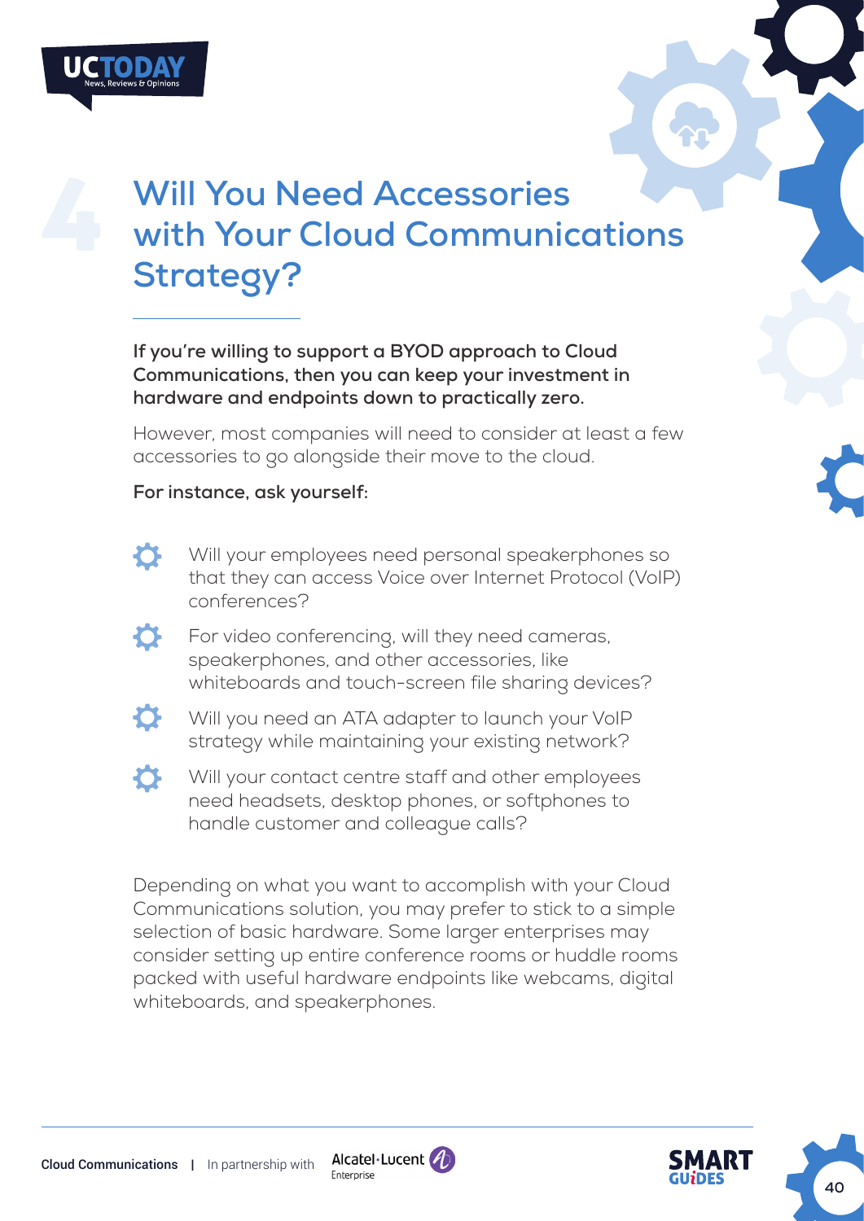# 4 Will You Need Accessories with Your Cloud Communications Strategy?

**If you're willing to support a BYOD approach to Cloud Communications, then you can keep your investment in hardware and endpoints down to practically zero.**

However, most companies will need to consider at least a few accessories to go alongside their move to the cloud.

**For instance, ask yourself:**

- Will your employees need personal speakerphones so that they can access Voice over Internet Protocol (VoIP) conferences?
- For video conferencing, will they need cameras, speakerphones, and other accessories, like whiteboards and touch-screen file sharing devices?
- Will you need an ATA adapter to launch your VoIP strategy while maintaining your existing network?
- Will your contact centre staff and other employees need headsets, desktop phones, or softphones to handle customer and colleague calls?

Depending on what you want to accomplish with your Cloud Communications solution, you may prefer to stick to a simple selection of basic hardware. Some larger enterprises may consider setting up entire conference rooms or huddle rooms packed with useful hardware endpoints like webcams, digital whiteboards, and speakerphones.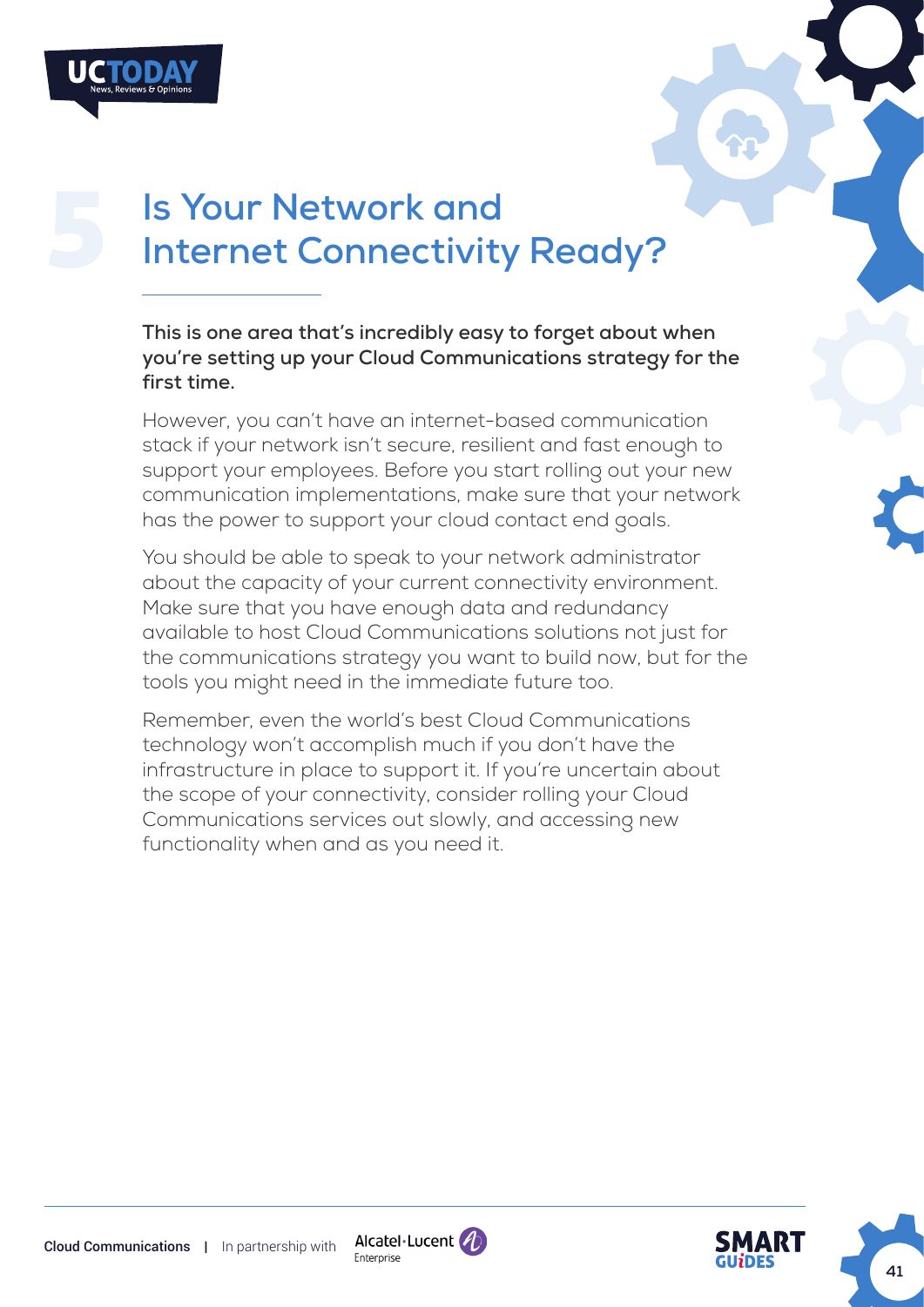## 5 Is Your Network and Internet Connectivity Ready?

**This is one area that's incredibly easy to forget about when you're setting up your Cloud Communications strategy for the first time.**

However, you can't have an internet-based communication stack if your network isn't secure, resilient and fast enough to support your employees. Before you start rolling out your new communication implementations, make sure that your network has the power to support your cloud contact end goals.

You should be able to speak to your network administrator about the capacity of your current connectivity environment. Make sure that you have enough data and redundancy available to host Cloud Communications solutions not just for the communications strategy you want to build now, but for the tools you might need in the immediate future too.

Remember, even the world's best Cloud Communications technology won't accomplish much if you don't have the infrastructure in place to support it. If you're uncertain about the scope of your connectivity, consider rolling your Cloud Communications services out slowly, and accessing new functionality when and as you need it.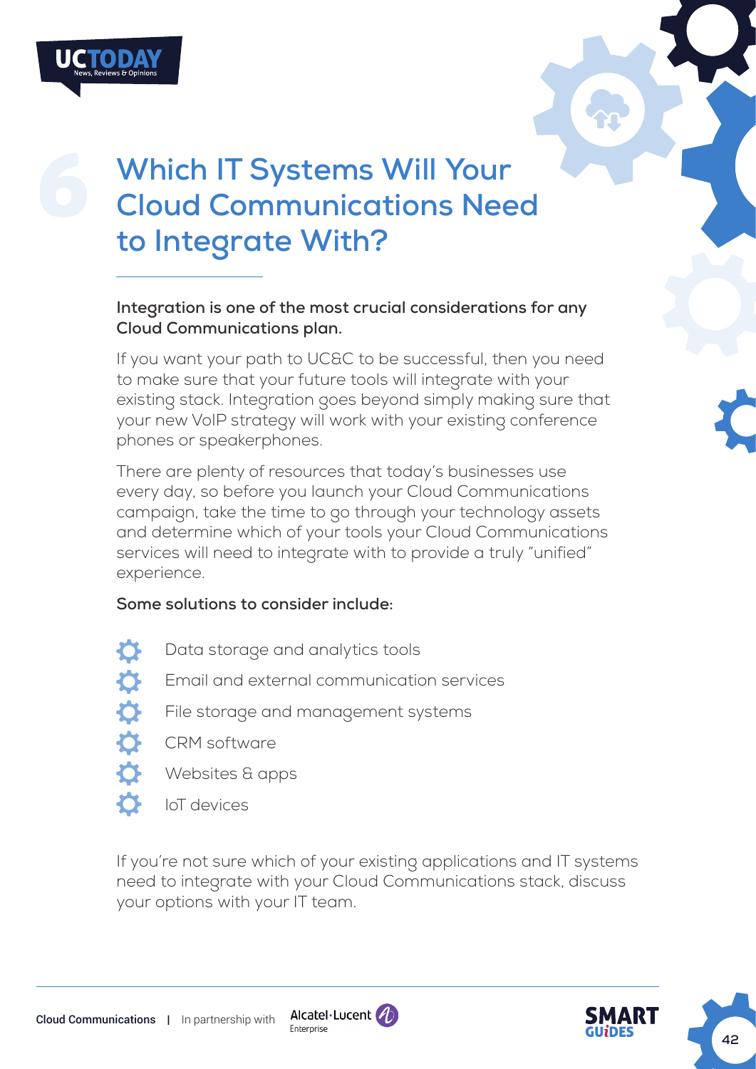# 6 Which IT Systems Will Your Cloud Communications Need to Integrate With?

**Integration is one of the most crucial considerations for any Cloud Communications plan.**

If you want your path to UC&C to be successful, then you need to make sure that your future tools will integrate with your existing stack. Integration goes beyond simply making sure that your new VoIP strategy will work with your existing conference phones or speakerphones.

There are plenty of resources that today's businesses use every day, so before you launch your Cloud Communications campaign, take the time to go through your technology assets and determine which of your tools your Cloud Communications services will need to integrate with to provide a truly "unified" experience.

**Some solutions to consider include:**

- Data storage and analytics tools
- Email and external communication services
- File storage and management systems
- CRM software
- Websites & apps
- IoT devices

If you're not sure which of your existing applications and IT systems need to integrate with your Cloud Communications stack, discuss your options with your IT team.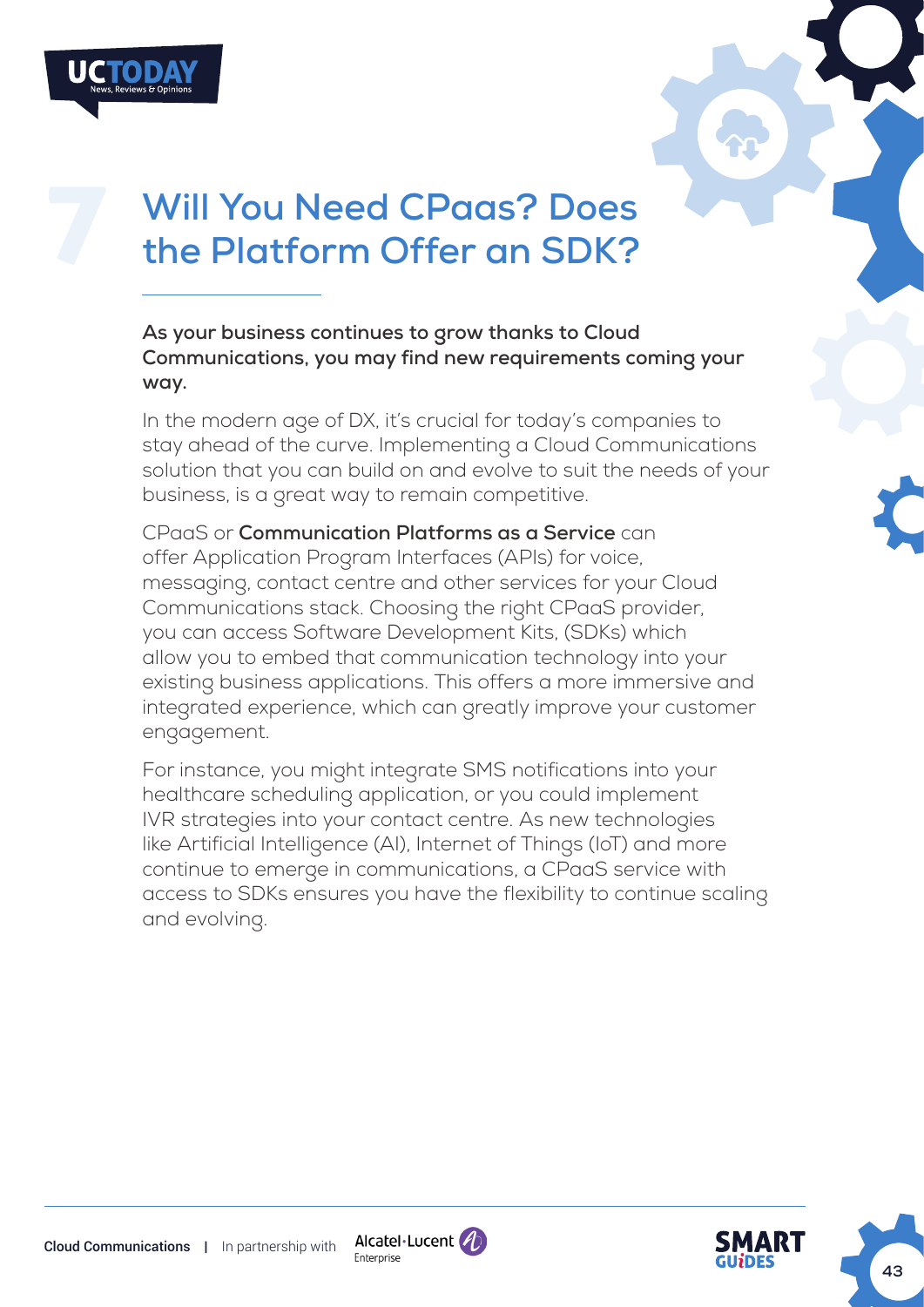# 7 Will You Need CPaas? Does the Platform Offer an SDK?

**As your business continues to grow thanks to Cloud Communications, you may find new requirements coming your way.**

In the modern age of DX, it's crucial for today's companies to stay ahead of the curve. Implementing a Cloud Communications solution that you can build on and evolve to suit the needs of your business, is a great way to remain competitive.

CPaaS or **Communication Platforms as a Service** can offer Application Program Interfaces (APIs) for voice, messaging, contact centre and other services for your Cloud Communications stack. Choosing the right CPaaS provider, you can access Software Development Kits, (SDKs) which allow you to embed that communication technology into your existing business applications. This offers a more immersive and integrated experience, which can greatly improve your customer engagement.

For instance, you might integrate SMS notifications into your healthcare scheduling application, or you could implement IVR strategies into your contact centre. As new technologies like Artificial Intelligence (AI), Internet of Things (IoT) and more continue to emerge in communications, a CPaaS service with access to SDKs ensures you have the flexibility to continue scaling and evolving.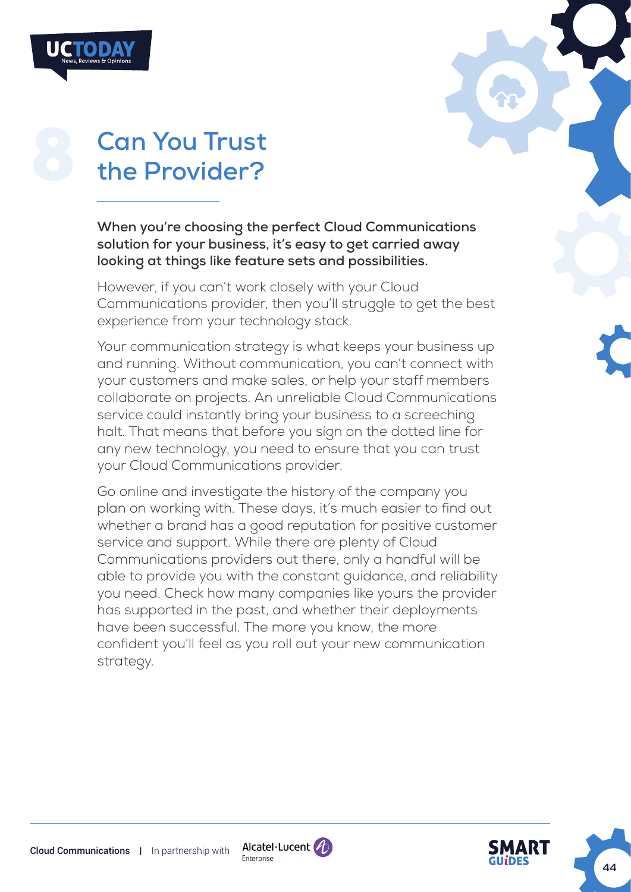# 8 Can You Trust the Provider?

**When you're choosing the perfect Cloud Communications solution for your business, it's easy to get carried away looking at things like feature sets and possibilities.**

However, if you can't work closely with your Cloud Communications provider, then you'll struggle to get the best experience from your technology stack.

Your communication strategy is what keeps your business up and running. Without communication, you can't connect with your customers and make sales, or help your staff members collaborate on projects. An unreliable Cloud Communications service could instantly bring your business to a screeching halt. That means that before you sign on the dotted line for any new technology, you need to ensure that you can trust your Cloud Communications provider.

Go online and investigate the history of the company you plan on working with. These days, it's much easier to find out whether a brand has a good reputation for positive customer service and support. While there are plenty of Cloud Communications providers out there, only a handful will be able to provide you with the constant guidance, and reliability you need. Check how many companies like yours the provider has supported in the past, and whether their deployments have been successful. The more you know, the more confident you'll feel as you roll out your new communication strategy.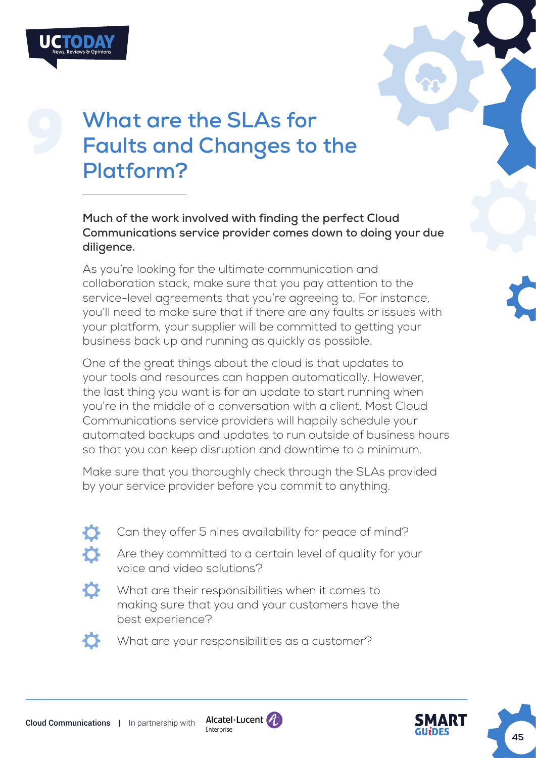# 9 What are the SLAs for Faults and Changes to the Platform?

**Much of the work involved with finding the perfect Cloud Communications service provider comes down to doing your due diligence.**

As you're looking for the ultimate communication and collaboration stack, make sure that you pay attention to the service-level agreements that you're agreeing to. For instance, you'll need to make sure that if there are any faults or issues with your platform, your supplier will be committed to getting your business back up and running as quickly as possible.

One of the great things about the cloud is that updates to your tools and resources can happen automatically. However, the last thing you want is for an update to start running when you're in the middle of a conversation with a client. Most Cloud Communications service providers will happily schedule your automated backups and updates to run outside of business hours so that you can keep disruption and downtime to a minimum.

Make sure that you thoroughly check through the SLAs provided by your service provider before you commit to anything.

- Can they offer 5 nines availability for peace of mind?
- Are they committed to a certain level of quality for your voice and video solutions?
- What are their responsibilities when it comes to making sure that you and your customers have the best experience?
- What are your responsibilities as a customer?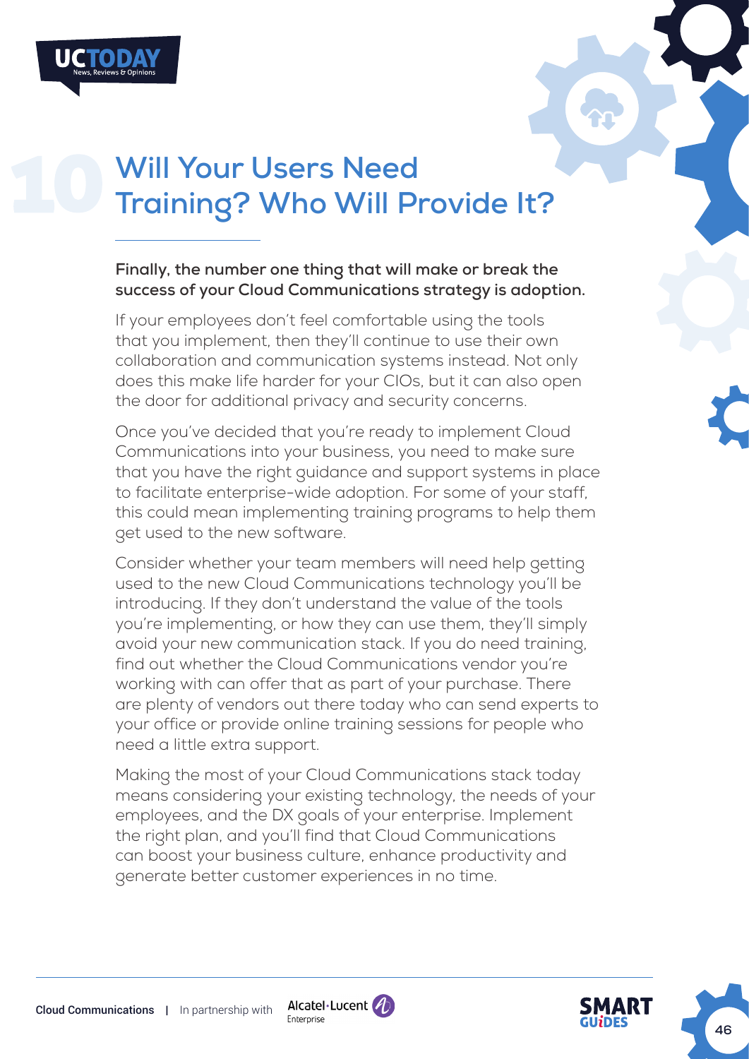# 10 Will Your Users Need Training? Who Will Provide It?

**Finally, the number one thing that will make or break the success of your Cloud Communications strategy is adoption.**

If your employees don't feel comfortable using the tools that you implement, then they'll continue to use their own collaboration and communication systems instead. Not only does this make life harder for your CIOs, but it can also open the door for additional privacy and security concerns.

Once you've decided that you're ready to implement Cloud Communications into your business, you need to make sure that you have the right guidance and support systems in place to facilitate enterprise-wide adoption. For some of your staff, this could mean implementing training programs to help them get used to the new software.

Consider whether your team members will need help getting used to the new Cloud Communications technology you'll be introducing. If they don't understand the value of the tools you're implementing, or how they can use them, they'll simply avoid your new communication stack. If you do need training, find out whether the Cloud Communications vendor you're working with can offer that as part of your purchase. There are plenty of vendors out there today who can send experts to your office or provide online training sessions for people who need a little extra support.

Making the most of your Cloud Communications stack today means considering your existing technology, the needs of your employees, and the DX goals of your enterprise. Implement the right plan, and you'll find that Cloud Communications can boost your business culture, enhance productivity and generate better customer experiences in no time.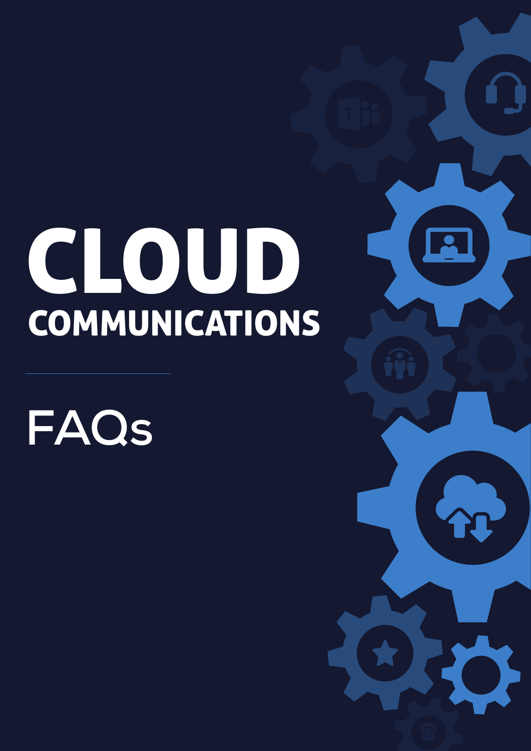# CLOUD
## COMMUNICATIONS

FAQs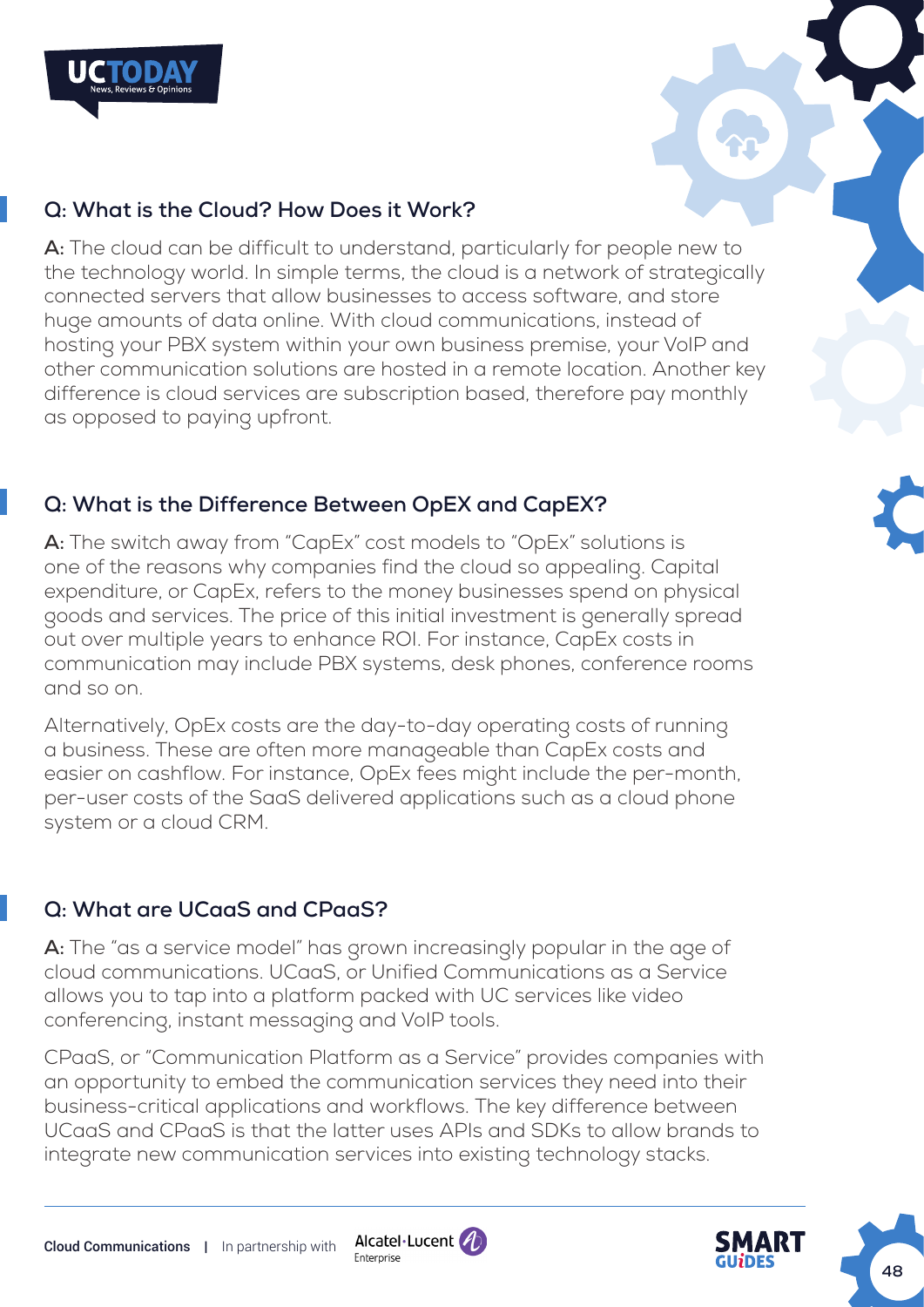## Q: What is the Cloud? How Does it Work?

**A:** The cloud can be difficult to understand, particularly for people new to the technology world. In simple terms, the cloud is a network of strategically connected servers that allow businesses to access software, and store huge amounts of data online. With cloud communications, instead of hosting your PBX system within your own business premise, your VoIP and other communication solutions are hosted in a remote location. Another key difference is cloud services are subscription based, therefore pay monthly as opposed to paying upfront.

## Q: What is the Difference Between OpEX and CapEX?

**A:** The switch away from "CapEx" cost models to "OpEx" solutions is one of the reasons why companies find the cloud so appealing. Capital expenditure, or CapEx, refers to the money businesses spend on physical goods and services. The price of this initial investment is generally spread out over multiple years to enhance ROI. For instance, CapEx costs in communication may include PBX systems, desk phones, conference rooms and so on.

Alternatively, OpEx costs are the day-to-day operating costs of running a business. These are often more manageable than CapEx costs and easier on cashflow. For instance, OpEx fees might include the per-month, per-user costs of the SaaS delivered applications such as a cloud phone system or a cloud CRM.

## Q: What are UCaaS and CPaaS?

**A:** The "as a service model" has grown increasingly popular in the age of cloud communications. UCaaS, or Unified Communications as a Service allows you to tap into a platform packed with UC services like video conferencing, instant messaging and VoIP tools.

CPaaS, or "Communication Platform as a Service" provides companies with an opportunity to embed the communication services they need into their business-critical applications and workflows. The key difference between UCaaS and CPaaS is that the latter uses APIs and SDKs to allow brands to integrate new communication services into existing technology stacks.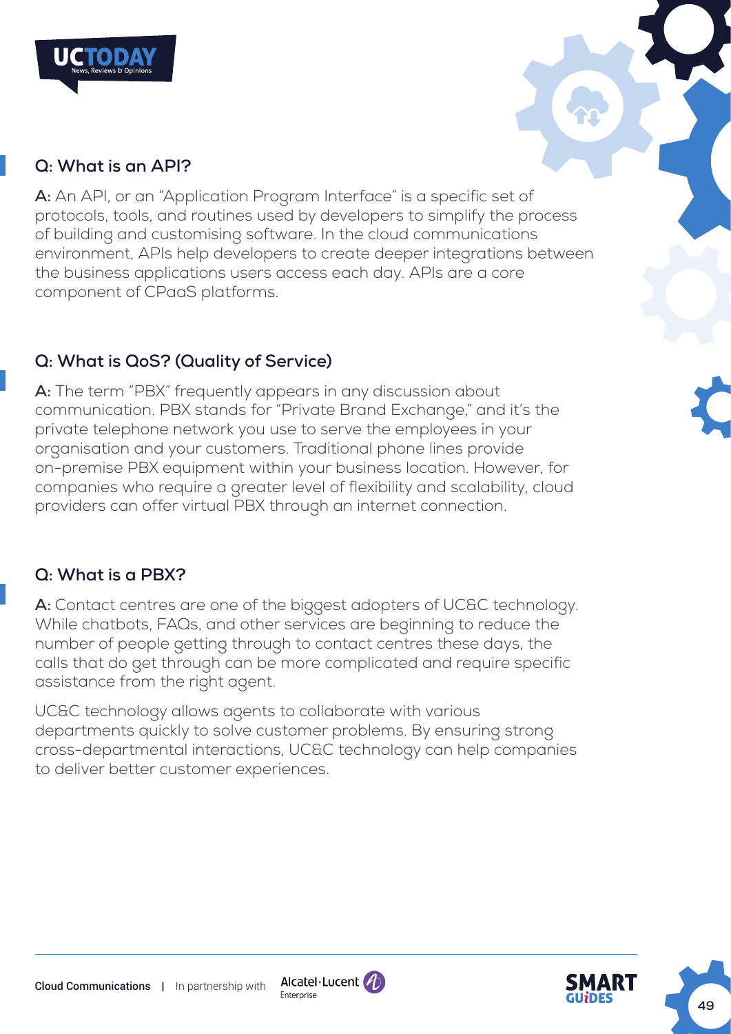### Q: What is an API?

**A:** An API, or an "Application Program Interface" is a specific set of protocols, tools, and routines used by developers to simplify the process of building and customising software. In the cloud communications environment, APIs help developers to create deeper integrations between the business applications users access each day. APIs are a core component of CPaaS platforms.

### Q: What is QoS? (Quality of Service)

**A:** The term "PBX" frequently appears in any discussion about communication. PBX stands for "Private Brand Exchange," and it's the private telephone network you use to serve the employees in your organisation and your customers. Traditional phone lines provide on-premise PBX equipment within your business location. However, for companies who require a greater level of flexibility and scalability, cloud providers can offer virtual PBX through an internet connection.

### Q: What is a PBX?

**A:** Contact centres are one of the biggest adopters of UC&C technology. While chatbots, FAQs, and other services are beginning to reduce the number of people getting through to contact centres these days, the calls that do get through can be more complicated and require specific assistance from the right agent.

UC&C technology allows agents to collaborate with various departments quickly to solve customer problems. By ensuring strong cross-departmental interactions, UC&C technology can help companies to deliver better customer experiences.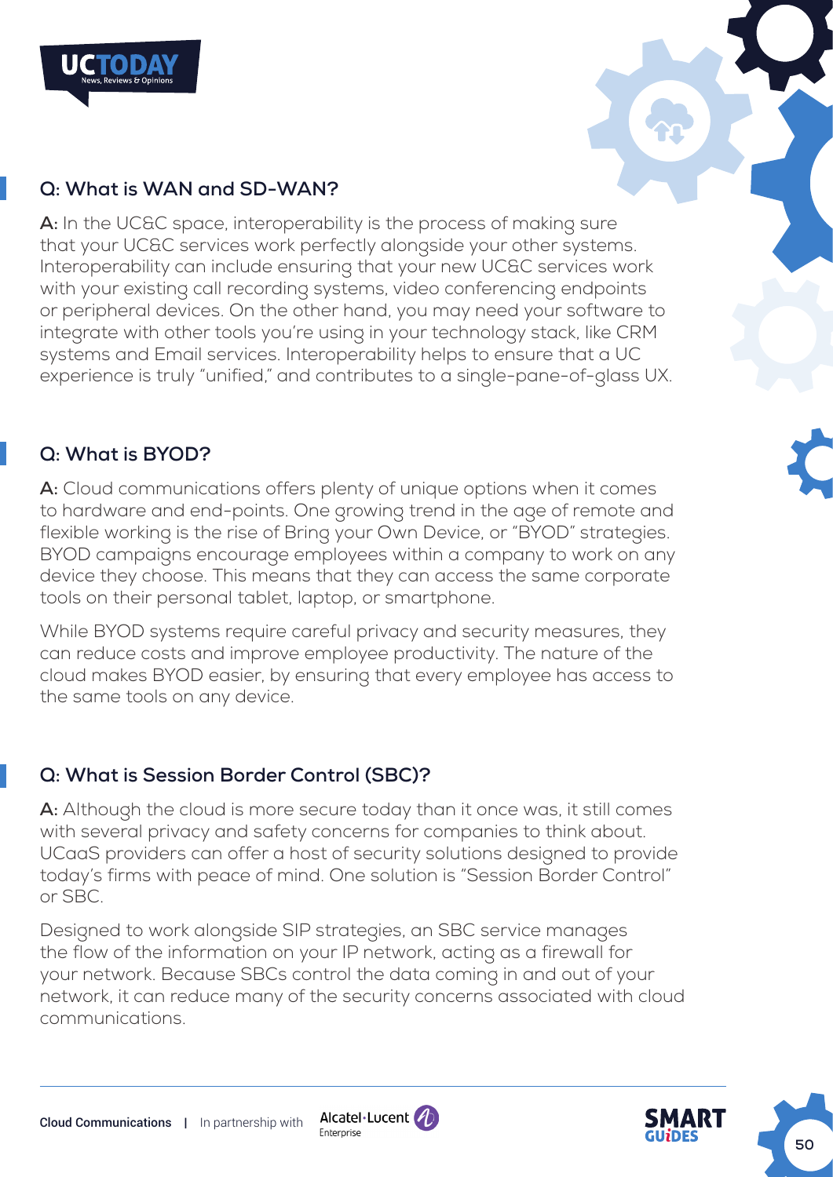## Q: What is WAN and SD-WAN?

**A:** In the UC&C space, interoperability is the process of making sure that your UC&C services work perfectly alongside your other systems. Interoperability can include ensuring that your new UC&C services work with your existing call recording systems, video conferencing endpoints or peripheral devices. On the other hand, you may need your software to integrate with other tools you're using in your technology stack, like CRM systems and Email services. Interoperability helps to ensure that a UC experience is truly "unified," and contributes to a single-pane-of-glass UX.

## Q: What is BYOD?

**A:** Cloud communications offers plenty of unique options when it comes to hardware and end-points. One growing trend in the age of remote and flexible working is the rise of Bring your Own Device, or "BYOD" strategies. BYOD campaigns encourage employees within a company to work on any device they choose. This means that they can access the same corporate tools on their personal tablet, laptop, or smartphone.

While BYOD systems require careful privacy and security measures, they can reduce costs and improve employee productivity. The nature of the cloud makes BYOD easier, by ensuring that every employee has access to the same tools on any device.

## Q: What is Session Border Control (SBC)?

**A:** Although the cloud is more secure today than it once was, it still comes with several privacy and safety concerns for companies to think about. UCaaS providers can offer a host of security solutions designed to provide today's firms with peace of mind. One solution is "Session Border Control" or SBC.

Designed to work alongside SIP strategies, an SBC service manages the flow of the information on your IP network, acting as a firewall for your network. Because SBCs control the data coming in and out of your network, it can reduce many of the security concerns associated with cloud communications.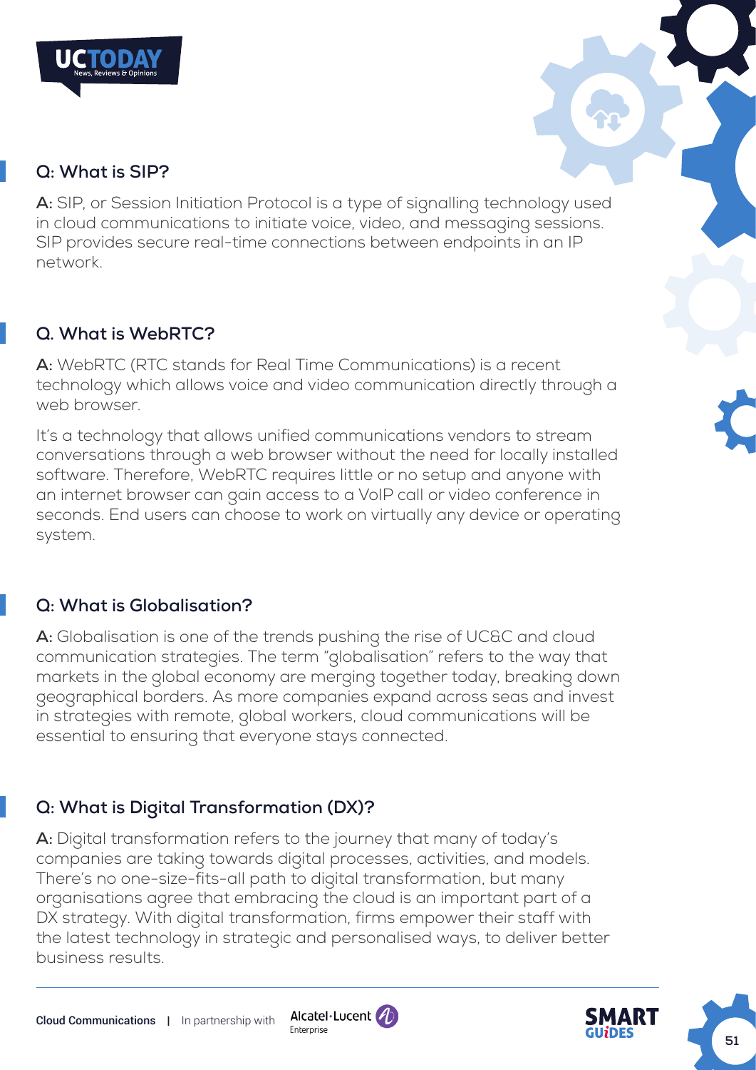### Q: What is SIP?

**A:** SIP, or Session Initiation Protocol is a type of signalling technology used in cloud communications to initiate voice, video, and messaging sessions. SIP provides secure real-time connections between endpoints in an IP network.

### Q. What is WebRTC?

**A:** WebRTC (RTC stands for Real Time Communications) is a recent technology which allows voice and video communication directly through a web browser.

It's a technology that allows unified communications vendors to stream conversations through a web browser without the need for locally installed software. Therefore, WebRTC requires little or no setup and anyone with an internet browser can gain access to a VoIP call or video conference in seconds. End users can choose to work on virtually any device or operating system.

### Q: What is Globalisation?

**A:** Globalisation is one of the trends pushing the rise of UC&C and cloud communication strategies. The term "globalisation" refers to the way that markets in the global economy are merging together today, breaking down geographical borders. As more companies expand across seas and invest in strategies with remote, global workers, cloud communications will be essential to ensuring that everyone stays connected.

### Q: What is Digital Transformation (DX)?

**A:** Digital transformation refers to the journey that many of today's companies are taking towards digital processes, activities, and models. There's no one-size-fits-all path to digital transformation, but many organisations agree that embracing the cloud is an important part of a DX strategy. With digital transformation, firms empower their staff with the latest technology in strategic and personalised ways, to deliver better business results.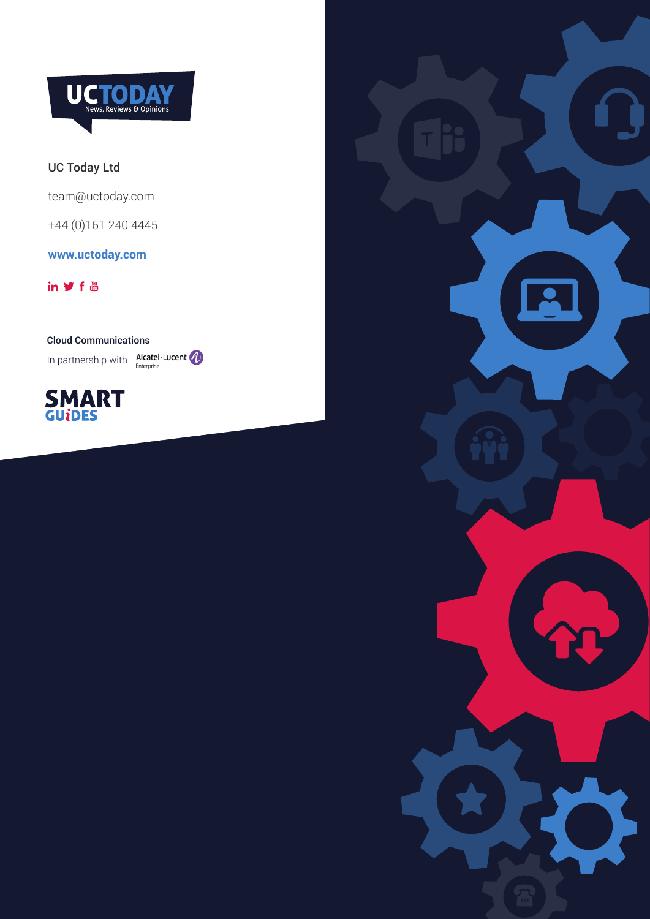UCTODAY
News, Reviews & Opinions

UC Today Ltd

team@uctoday.com

+44 (0)161 240 4445

**www.uctoday.com**

**Cloud Communications**

In partnership with Alcatel·Lucent Enterprise

SMART GUiDES